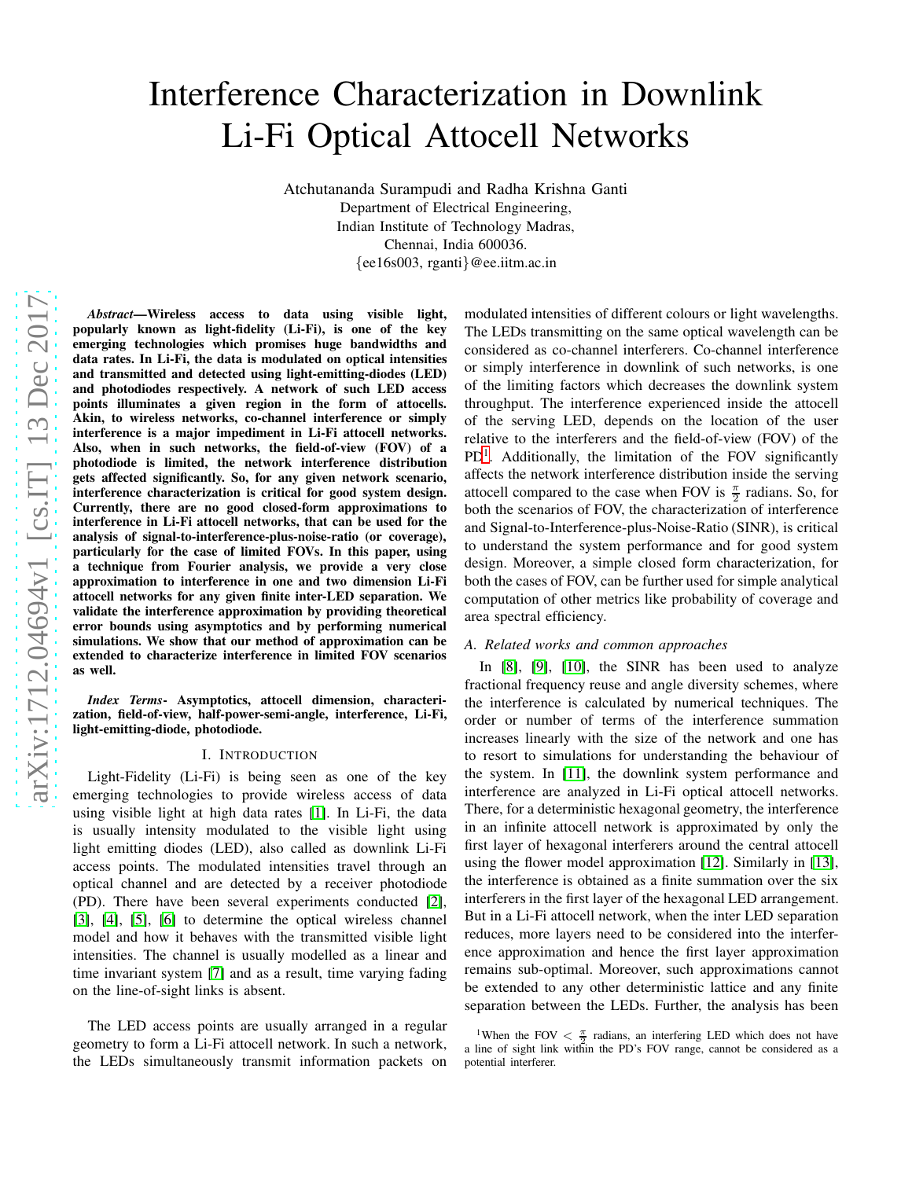# Interference Characterization in Downlink Li-Fi Optical Attocell Networks

Atchutananda Surampudi and Radha Krishna Ganti
Department of Electrical Engineering,
Indian Institute of Technology Madras,
Chennai, India 600036.
{ee16s003, rganti}@ee.iitm.ac.in

***Abstract*—Wireless access to data using visible light, popularly known as light-fidelity (Li-Fi), is one of the key emerging technologies which promises huge bandwidths and data rates. In Li-Fi, the data is modulated on optical intensities and transmitted and detected using light-emitting-diodes (LED) and photodiodes respectively. A network of such LED access points illuminates a given region in the form of attocells. Akin, to wireless networks, co-channel interference or simply interference is a major impediment in Li-Fi attocell networks. Also, when in such networks, the field-of-view (FOV) of a photodiode is limited, the network interference distribution gets affected significantly. So, for any given network scenario, interference characterization is critical for good system design. Currently, there are no good closed-form approximations to interference in Li-Fi attocell networks, that can be used for the analysis of signal-to-interference-plus-noise-ratio (or coverage), particularly for the case of limited FOVs. In this paper, using a technique from Fourier analysis, we provide a very close approximation to interference in one and two dimension Li-Fi attocell networks for any given finite inter-LED separation. We validate the interference approximation by providing theoretical error bounds using asymptotics and by performing numerical simulations. We show that our method of approximation can be extended to characterize interference in limited FOV scenarios as well.**

***Index Terms*- Asymptotics, attocell dimension, characterization, field-of-view, half-power-semi-angle, interference, Li-Fi, light-emitting-diode, photodiode.**

## I. Introduction

Light-Fidelity (Li-Fi) is being seen as one of the key emerging technologies to provide wireless access of data using visible light at high data rates [1]. In Li-Fi, the data is usually intensity modulated to the visible light using light emitting diodes (LED), also called as downlink Li-Fi access points. The modulated intensities travel through an optical channel and are detected by a receiver photodiode (PD). There have been several experiments conducted [2], [3], [4], [5], [6] to determine the optical wireless channel model and how it behaves with the transmitted visible light intensities. The channel is usually modelled as a linear and time invariant system [7] and as a result, time varying fading on the line-of-sight links is absent.

The LED access points are usually arranged in a regular geometry to form a Li-Fi attocell network. In such a network, the LEDs simultaneously transmit information packets on modulated intensities of different colours or light wavelengths. The LEDs transmitting on the same optical wavelength can be considered as co-channel interferers. Co-channel interference or simply interference in downlink of such networks, is one of the limiting factors which decreases the downlink system throughput. The interference experienced inside the attocell of the serving LED, depends on the location of the user relative to the interferers and the field-of-view (FOV) of the PD[1]. Additionally, the limitation of the FOV significantly affects the network interference distribution inside the serving attocell compared to the case when FOV is $\frac{\pi}{2}$ radians. So, for both the scenarios of FOV, the characterization of interference and Signal-to-Interference-plus-Noise-Ratio (SINR), is critical to understand the system performance and for good system design. Moreover, a simple closed form characterization, for both the cases of FOV, can be further used for simple analytical computation of other metrics like probability of coverage and area spectral efficiency.

### A. Related works and common approaches

In [8], [9], [10], the SINR has been used to analyze fractional frequency reuse and angle diversity schemes, where the interference is calculated by numerical techniques. The order or number of terms of the interference summation increases linearly with the size of the network and one has to resort to simulations for understanding the behaviour of the system. In [11], the downlink system performance and interference are analyzed in Li-Fi optical attocell networks. There, for a deterministic hexagonal geometry, the interference in an infinite attocell network is approximated by only the first layer of hexagonal interferers around the central attocell using the flower model approximation [12]. Similarly in [13], the interference is obtained as a finite summation over the six interferers in the first layer of the hexagonal LED arrangement. But in a Li-Fi attocell network, when the inter LED separation reduces, more layers need to be considered into the interference approximation and hence the first layer approximation remains sub-optimal. Moreover, such approximations cannot be extended to any other deterministic lattice and any finite separation between the LEDs. Further, the analysis has been

[1]When the FOV $< \frac{\pi}{2}$ radians, an interfering LED which does not have a line of sight link within the PD's FOV range, cannot be considered as a potential interferer.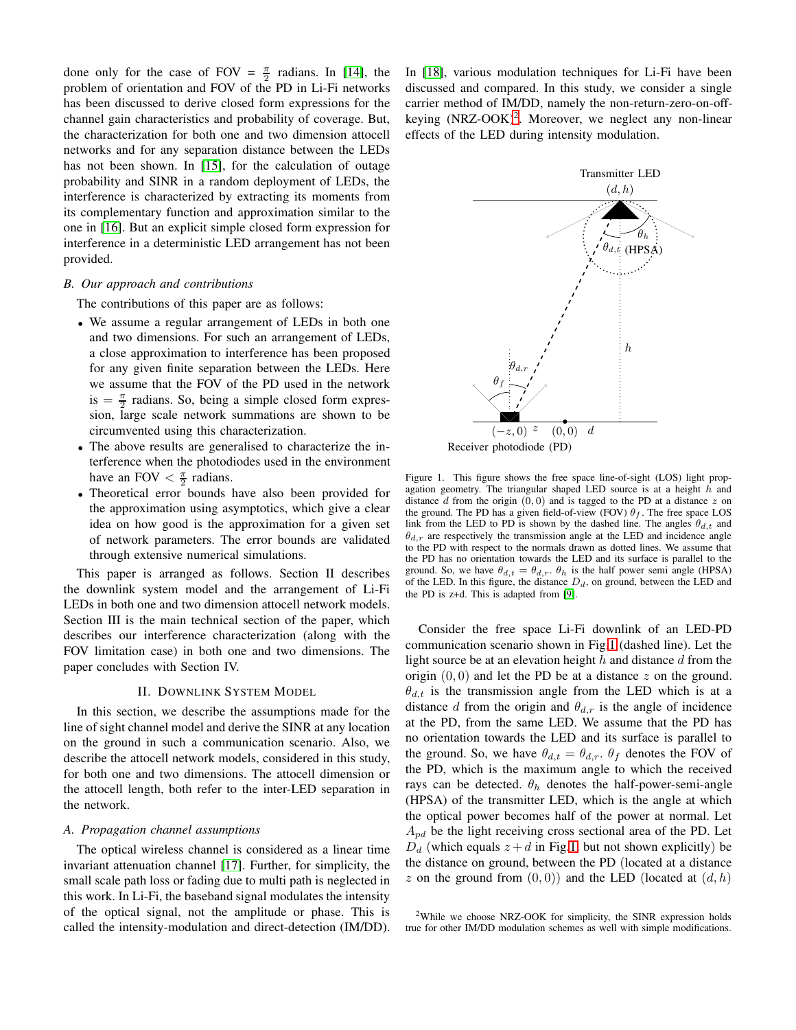done only for the case of FOV = $\frac{\pi}{2}$ radians. In [14], the problem of orientation and FOV of the PD in Li-Fi networks has been discussed to derive closed form expressions for the channel gain characteristics and probability of coverage. But, the characterization for both one and two dimension attocell networks and for any separation distance between the LEDs has not been shown. In [15], for the calculation of outage probability and SINR in a random deployment of LEDs, the interference is characterized by extracting its moments from its complementary function and approximation similar to the one in [16]. But an explicit simple closed form expression for interference in a deterministic LED arrangement has not been provided.

### B. Our approach and contributions

The contributions of this paper are as follows:

- We assume a regular arrangement of LEDs in both one and two dimensions. For such an arrangement of LEDs, a close approximation to interference has been proposed for any given finite separation between the LEDs. Here we assume that the FOV of the PD used in the network is $= \frac{\pi}{2}$ radians. So, being a simple closed form expression, large scale network summations are shown to be circumvented using this characterization.
- The above results are generalised to characterize the interference when the photodiodes used in the environment have an FOV $< \frac{\pi}{2}$ radians.
- Theoretical error bounds have also been provided for the approximation using asymptotics, which give a clear idea on how good is the approximation for a given set of network parameters. The error bounds are validated through extensive numerical simulations.

This paper is arranged as follows. Section II describes the downlink system model and the arrangement of Li-Fi LEDs in both one and two dimension attocell network models. Section III is the main technical section of the paper, which describes our interference characterization (along with the FOV limitation case) in both one and two dimensions. The paper concludes with Section IV.

## II. Downlink System Model

In this section, we describe the assumptions made for the line of sight channel model and derive the SINR at any location on the ground in such a communication scenario. Also, we describe the attocell network models, considered in this study, for both one and two dimensions. The attocell dimension or the attocell length, both refer to the inter-LED separation in the network.

### A. Propagation channel assumptions

The optical wireless channel is considered as a linear time invariant attenuation channel [17]. Further, for simplicity, the small scale path loss or fading due to multi path is neglected in this work. In Li-Fi, the baseband signal modulates the intensity of the optical signal, not the amplitude or phase. This is called the intensity-modulation and direct-detection (IM/DD). In [18], various modulation techniques for Li-Fi have been discussed and compared. In this study, we consider a single carrier method of IM/DD, namely the non-return-zero-on-off-keying (NRZ-OOK)[2]. Moreover, we neglect any non-linear effects of the LED during intensity modulation.

Figure 1. This figure shows the free space line-of-sight (LOS) light propagation geometry. The triangular shaped LED source is at a height $h$ and distance $d$ from the origin $(0,0)$ and is tagged to the PD at a distance $z$ on the ground. The PD has a given field-of-view (FOV) $\theta_f$. The free space LOS link from the LED to PD is shown by the dashed line. The angles $\theta_{d,t}$ and $\theta_{d,r}$ are respectively the transmission angle at the LED and incidence angle to the PD with respect to the normals drawn as dotted lines. We assume that the PD has no orientation towards the LED and its surface is parallel to the ground. So, we have $\theta_{d,t} = \theta_{d,r}$. $\theta_h$ is the half power semi angle (HPSA) of the LED. In this figure, the distance $D_d$, on ground, between the LED and the PD is z+d. This is adapted from [9].

Consider the free space Li-Fi downlink of an LED-PD communication scenario shown in Fig.1 (dashed line). Let the light source be at an elevation height $h$ and distance $d$ from the origin $(0,0)$ and let the PD be at a distance $z$ on the ground. $\theta_{d,t}$ is the transmission angle from the LED which is at a distance $d$ from the origin and $\theta_{d,r}$ is the angle of incidence at the PD, from the same LED. We assume that the PD has no orientation towards the LED and its surface is parallel to the ground. So, we have $\theta_{d,t} = \theta_{d,r}$. $\theta_f$ denotes the FOV of the PD, which is the maximum angle to which the received rays can be detected. $\theta_h$ denotes the half-power-semi-angle (HPSA) of the transmitter LED, which is the angle at which the optical power becomes half of the power at normal. Let $A_{pd}$ be the light receiving cross sectional area of the PD. Let $D_d$ (which equals $z + d$ in Fig.1 but not shown explicitly) be the distance on ground, between the PD (located at a distance $z$ on the ground from $(0,0)$) and the LED (located at $(d,h)$

[2]While we choose NRZ-OOK for simplicity, the SINR expression holds true for other IM/DD modulation schemes as well with simple modifications.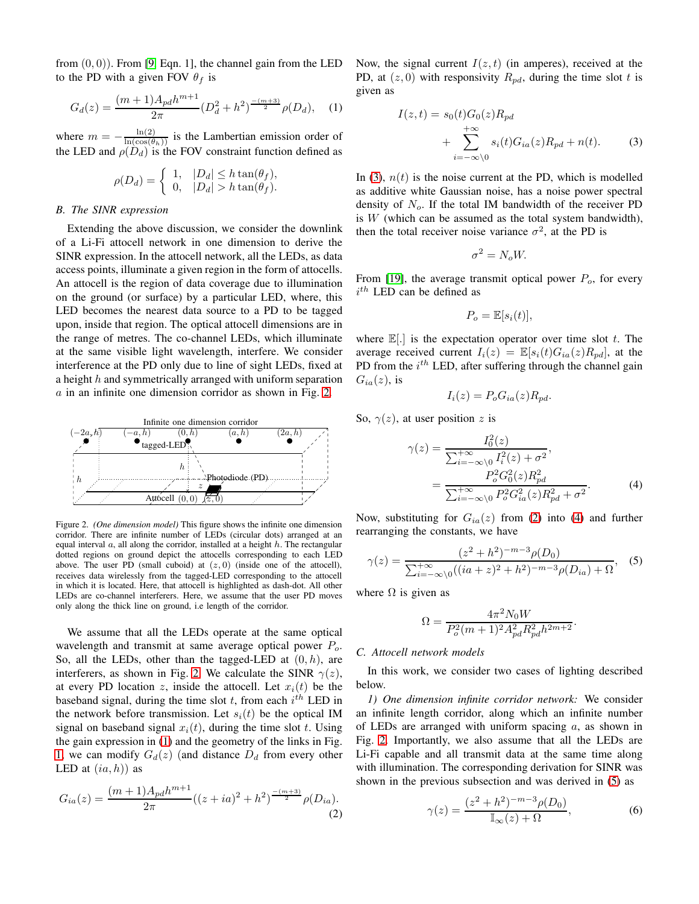from $(0,0)$). From [9, Eqn. 1], the channel gain from the LED to the PD with a given FOV $\theta_f$ is

$$G_d(z) = \frac{(m+1)A_{pd}h^{m+1}}{2\pi}(D_d^2 + h^2)^{\frac{-(m+3)}{2}}\rho(D_d), \quad (1)$$

where $m = -\frac{\ln(2)}{\ln(\cos(\theta_h))}$ is the Lambertian emission order of the LED and $\rho(D_d)$ is the FOV constraint function defined as

$$\rho(D_d) = \begin{cases} 1, & |D_d| \leq h\tan(\theta_f), \\ 0, & |D_d| > h\tan(\theta_f). \end{cases}$$

### B. The SINR expression

Extending the above discussion, we consider the downlink of a Li-Fi attocell network in one dimension to derive the SINR expression. In the attocell network, all the LEDs, as data access points, illuminate a given region in the form of attocells. An attocell is the region of data coverage due to illumination on the ground (or surface) by a particular LED, where, this LED becomes the nearest data source to a PD to be tagged upon, inside that region. The optical attocell dimensions are in the range of metres. The co-channel LEDs, which illuminate at the same visible light wavelength, interfere. We consider interference at the PD only due to line of sight LEDs, fixed at a height $h$ and symmetrically arranged with uniform separation $a$ in an infinite one dimension corridor as shown in Fig. 2.

Figure 2. *(One dimension model)* This figure shows the infinite one dimension corridor. There are infinite number of LEDs (circular dots) arranged at an equal interval $a$, all along the corridor, installed at a height $h$. The rectangular dotted regions on ground depict the attocells corresponding to each LED above. The user PD (small cuboid) at $(z,0)$ (inside one of the attocell), receives data wirelessly from the tagged-LED corresponding to the attocell in which it is located. Here, that attocell is highlighted as dash-dot. All other LEDs are co-channel interferers. Here, we assume that the user PD moves only along the thick line on ground, i.e length of the corridor.

We assume that all the LEDs operate at the same optical wavelength and transmit at same average optical power $P_o$. So, all the LEDs, other than the tagged-LED at $(0,h)$, are interferers, as shown in Fig. 2. We calculate the SINR $\gamma(z)$, at every PD location $z$, inside the attocell. Let $x_i(t)$ be the baseband signal, during the time slot $t$, from each $i^{th}$ LED in the network before transmission. Let $s_i(t)$ be the optical IM signal on baseband signal $x_i(t)$, during the time slot $t$. Using the gain expression in (1) and the geometry of the links in Fig. 1, we can modify $G_d(z)$ (and distance $D_d$ from every other LED at $(ia,h)$) as

$$G_{ia}(z) = \frac{(m+1)A_{pd}h^{m+1}}{2\pi}((z+ia)^2 + h^2)^{\frac{-(m+3)}{2}}\rho(D_{ia}). \quad (2)$$

Now, the signal current $I(z,t)$ (in amperes), received at the PD, at $(z,0)$ with responsivity $R_{pd}$, during the time slot $t$ is given as

$$I(z,t) = s_0(t)G_0(z)R_{pd} + \sum_{i=-\infty\backslash 0}^{+\infty} s_i(t)G_{ia}(z)R_{pd} + n(t). \quad (3)$$

In (3), $n(t)$ is the noise current at the PD, which is modelled as additive white Gaussian noise, has a noise power spectral density of $N_o$. If the total IM bandwidth of the receiver PD is $W$ (which can be assumed as the total system bandwidth), then the total receiver noise variance $\sigma^2$, at the PD is

$$\sigma^2 = N_o W.$$

From [19], the average transmit optical power $P_o$, for every $i^{th}$ LED can be defined as

$$P_o = \mathbb{E}[s_i(t)],$$

where $\mathbb{E}[.]$ is the expectation operator over time slot $t$. The average received current $I_i(z) = \mathbb{E}[s_i(t)G_{ia}(z)R_{pd}]$, at the PD from the $i^{th}$ LED, after suffering through the channel gain $G_{ia}(z)$, is

$$I_i(z) = P_o G_{ia}(z)R_{pd}.$$

So, $\gamma(z)$, at user position $z$ is

$$\begin{aligned} \gamma(z) &= \frac{I_0^2(z)}{\sum_{i=-\infty\backslash 0}^{+\infty} I_i^2(z) + \sigma^2}, \\ &= \frac{P_o^2 G_0^2(z)R_{pd}^2}{\sum_{i=-\infty\backslash 0}^{+\infty} P_o^2 G_{ia}^2(z)R_{pd}^2 + \sigma^2}. \end{aligned} \quad (4)$$

Now, substituting for $G_{ia}(z)$ from (2) into (4) and further rearranging the constants, we have

$$\gamma(z) = \frac{(z^2+h^2)^{-m-3}\rho(D_0)}{\sum_{i=-\infty\backslash 0}^{+\infty}((ia+z)^2+h^2)^{-m-3}\rho(D_{ia}) + \Omega}, \quad (5)$$

where $\Omega$ is given as

$$\Omega = \frac{4\pi^2 N_0 W}{P_o^2(m+1)^2 A_{pd}^2 R_{pd}^2 h^{2m+2}}.$$

### C. Attocell network models

In this work, we consider two cases of lighting described below.

*1) One dimension infinite corridor network:* We consider an infinite length corridor, along which an infinite number of LEDs are arranged with uniform spacing $a$, as shown in Fig. 2. Importantly, we also assume that all the LEDs are Li-Fi capable and all transmit data at the same time along with illumination. The corresponding derivation for SINR was shown in the previous subsection and was derived in (5) as

$$\gamma(z) = \frac{(z^2+h^2)^{-m-3}\rho(D_0)}{\mathbb{I}_\infty(z) + \Omega}, \quad (6)$$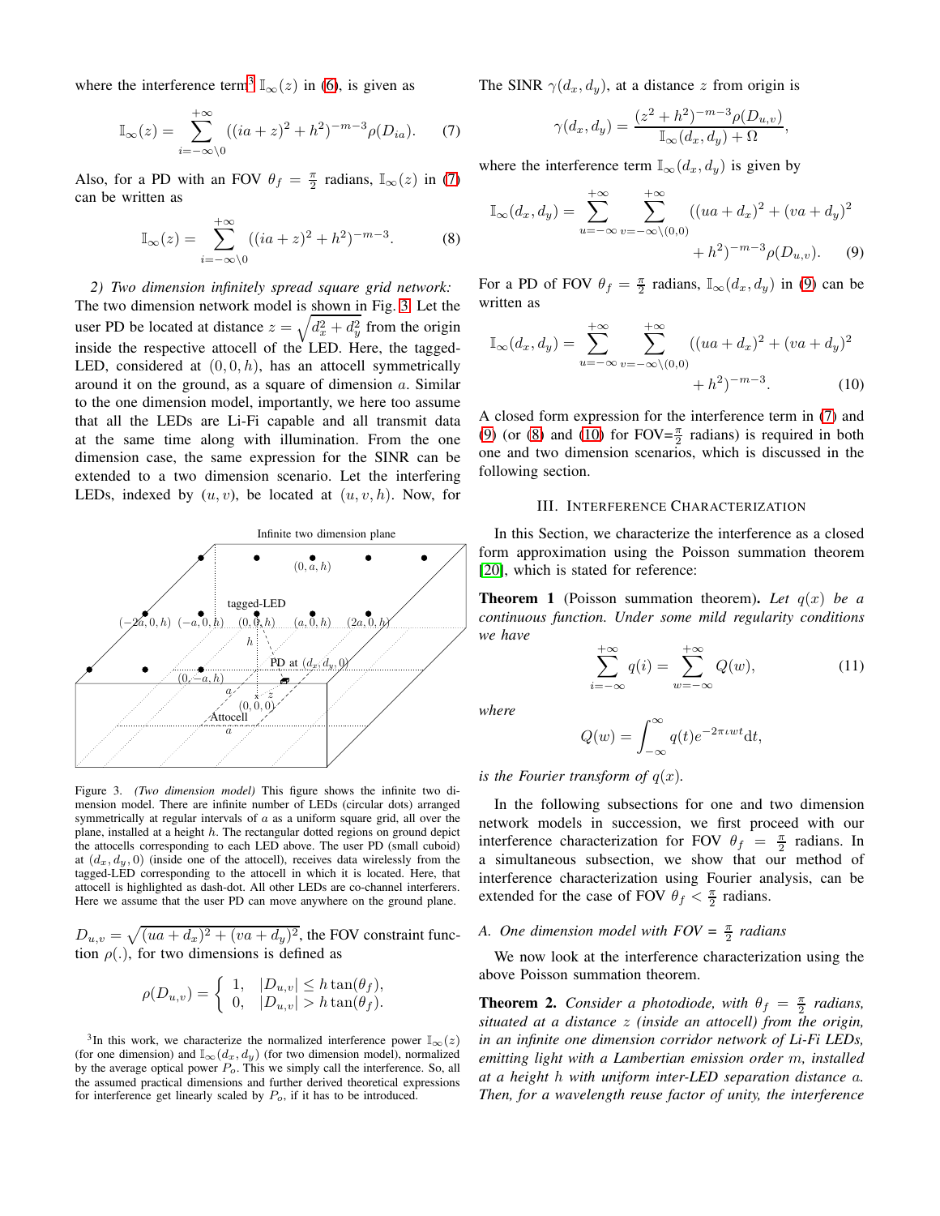where the interference term[3] $\mathbb{I}_\infty(z)$ in (6), is given as

$$\mathbb{I}_\infty(z) = \sum_{i=-\infty\backslash 0}^{+\infty} ((ia+z)^2 + h^2)^{-m-3} \rho(D_{ia}). \tag{7}$$

Also, for a PD with an FOV $\theta_f = \frac{\pi}{2}$ radians, $\mathbb{I}_\infty(z)$ in (7) can be written as

$$\mathbb{I}_\infty(z) = \sum_{i=-\infty\backslash 0}^{+\infty} ((ia+z)^2 + h^2)^{-m-3}. \tag{8}$$

*2) Two dimension infinitely spread square grid network:* The two dimension network model is shown in Fig. 3. Let the user PD be located at distance $z = \sqrt{d_x^2 + d_y^2}$ from the origin inside the respective attocell of the LED. Here, the tagged-LED, considered at $(0,0,h)$, has an attocell symmetrically around it on the ground, as a square of dimension $a$. Similar to the one dimension model, importantly, we here too assume that all the LEDs are Li-Fi capable and all transmit data at the same time along with illumination. From the one dimension case, the same expression for the SINR can be extended to a two dimension scenario. Let the interfering LEDs, indexed by $(u,v)$, be located at $(u,v,h)$. Now, for

Figure 3. *(Two dimension model)* This figure shows the infinite two dimension model. There are infinite number of LEDs (circular dots) arranged symmetrically at regular intervals of $a$ as a uniform square grid, all over the plane, installed at a height $h$. The rectangular dotted regions on ground depict the attocells corresponding to each LED above. The user PD (small cuboid) at $(d_x, d_y, 0)$ (inside one of the attocell), receives data wirelessly from the tagged-LED corresponding to the attocell in which it is located. Here, that attocell is highlighted as dash-dot. All other LEDs are co-channel interferers. Here we assume that the user PD can move anywhere on the ground plane.

$D_{u,v} = \sqrt{(ua+d_x)^2 + (va+d_y)^2}$, the FOV constraint function $\rho(.)$, for two dimensions is defined as

$$\rho(D_{u,v}) = \begin{cases} 1, & |D_{u,v}| \le h\tan(\theta_f), \\ 0, & |D_{u,v}| > h\tan(\theta_f). \end{cases}$$

[3]In this work, we characterize the normalized interference power $\mathbb{I}_\infty(z)$ (for one dimension) and $\mathbb{I}_\infty(d_x, d_y)$ (for two dimension model), normalized by the average optical power $P_o$. This we simply call the interference. So, all the assumed practical dimensions and further derived theoretical expressions for interference get linearly scaled by $P_o$, if it has to be introduced.

The SINR $\gamma(d_x, d_y)$, at a distance $z$ from origin is

$$\gamma(d_x, d_y) = \frac{(z^2+h^2)^{-m-3}\rho(D_{u,v})}{\mathbb{I}_\infty(d_x, d_y) + \Omega},$$

where the interference term $\mathbb{I}_\infty(d_x, d_y)$ is given by

$$\mathbb{I}_\infty(d_x, d_y) = \sum_{u=-\infty}^{+\infty} \sum_{v=-\infty\backslash(0,0)}^{+\infty} ((ua+d_x)^2 + (va+d_y)^2 + h^2)^{-m-3}\rho(D_{u,v}). \tag{9}$$

For a PD of FOV $\theta_f = \frac{\pi}{2}$ radians, $\mathbb{I}_\infty(d_x, d_y)$ in (9) can be written as

$$\mathbb{I}_\infty(d_x, d_y) = \sum_{u=-\infty}^{+\infty} \sum_{v=-\infty\backslash(0,0)}^{+\infty} ((ua+d_x)^2 + (va+d_y)^2 + h^2)^{-m-3}. \tag{10}$$

A closed form expression for the interference term in (7) and (9) (or (8) and (10) for FOV=$\frac{\pi}{2}$ radians) is required in both one and two dimension scenarios, which is discussed in the following section.

## III. Interference Characterization

In this Section, we characterize the interference as a closed form approximation using the Poisson summation theorem [20], which is stated for reference:

**Theorem 1** (Poisson summation theorem)**.** *Let $q(x)$ be a continuous function. Under some mild regularity conditions we have*

$$\sum_{i=-\infty}^{+\infty} q(i) = \sum_{w=-\infty}^{+\infty} Q(w), \tag{11}$$

*where*

$$Q(w) = \int_{-\infty}^{\infty} q(t) e^{-2\pi \iota w t} \mathrm{d}t,$$

*is the Fourier transform of $q(x)$.*

In the following subsections for one and two dimension network models in succession, we first proceed with our interference characterization for FOV $\theta_f = \frac{\pi}{2}$ radians. In a simultaneous subsection, we show that our method of interference characterization using Fourier analysis, can be extended for the case of FOV $\theta_f < \frac{\pi}{2}$ radians.

### A. One dimension model with FOV = $\frac{\pi}{2}$ radians

We now look at the interference characterization using the above Poisson summation theorem.

**Theorem 2.** *Consider a photodiode, with $\theta_f = \frac{\pi}{2}$ radians, situated at a distance $z$ (inside an attocell) from the origin, in an infinite one dimension corridor network of Li-Fi LEDs, emitting light with a Lambertian emission order $m$, installed at a height $h$ with uniform inter-LED separation distance $a$. Then, for a wavelength reuse factor of unity, the interference*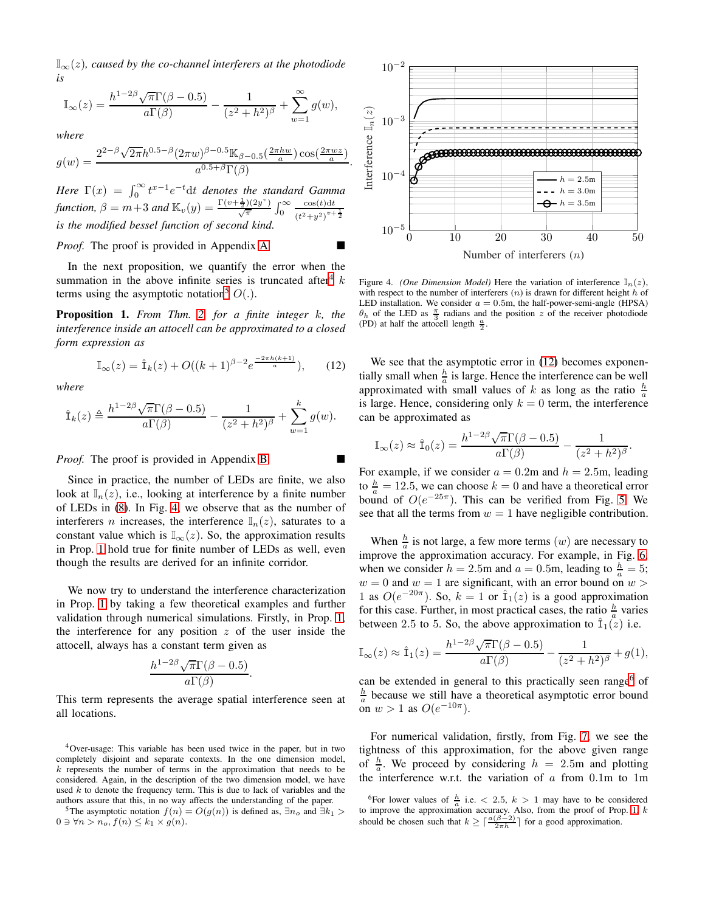$\mathbb{I}_\infty(z)$*, caused by the co-channel interferers at the photodiode is*

$$\mathbb{I}_\infty(z) = \frac{h^{1-2\beta}\sqrt{\pi}\Gamma(\beta-0.5)}{a\Gamma(\beta)} - \frac{1}{(z^2+h^2)^\beta} + \sum_{w=1}^{\infty} g(w),$$

*where*

$$g(w) = \frac{2^{2-\beta}\sqrt{2\pi}h^{0.5-\beta}(2\pi w)^{\beta-0.5}\mathbb{K}_{\beta-0.5}(\frac{2\pi h w}{a})\cos(\frac{2\pi w z}{a})}{a^{0.5+\beta}\Gamma(\beta)}.$$

*Here* $\Gamma(x) = \int_0^\infty t^{x-1}e^{-t}\mathrm{d}t$ *denotes the standard Gamma function,* $\beta = m+3$ *and* $\mathbb{K}_v(y) = \frac{\Gamma(v+\frac{1}{2})(2y^v)}{\sqrt{\pi}}\int_0^\infty \frac{\cos(t)\mathrm{d}t}{(t^2+y^2)^{v+\frac{1}{2}}}$ *is the modified bessel function of second kind.*

*Proof.* The proof is provided in Appendix A. ∎

In the next proposition, we quantify the error when the summation in the above infinite series is truncated after[4] $k$ terms using the asymptotic notation[5] $O(.)$.

**Proposition 1.** *From Thm. 2, for a finite integer* $k$*, the interference inside an attocell can be approximated to a closed form expression as*

$$\mathbb{I}_\infty(z) = \hat{\mathbb{I}}_k(z) + O((k+1)^{\beta-2}e^{\frac{-2\pi h(k+1)}{a}}), \quad (12)$$

*where*

$$\hat{\mathbb{I}}_k(z) \triangleq \frac{h^{1-2\beta}\sqrt{\pi}\Gamma(\beta-0.5)}{a\Gamma(\beta)} - \frac{1}{(z^2+h^2)^\beta} + \sum_{w=1}^{k} g(w).$$

*Proof.* The proof is provided in Appendix B. ∎

Since in practice, the number of LEDs are finite, we also look at $\mathbb{I}_n(z)$, i.e., looking at interference by a finite number of LEDs in (8). In Fig. 4, we observe that as the number of interferers $n$ increases, the interference $\mathbb{I}_n(z)$, saturates to a constant value which is $\mathbb{I}_\infty(z)$. So, the approximation results in Prop. 1 hold true for finite number of LEDs as well, even though the results are derived for an infinite corridor.

We now try to understand the interference characterization in Prop. 1 by taking a few theoretical examples and further validation through numerical simulations. Firstly, in Prop. 1, the interference for any position $z$ of the user inside the attocell, always has a constant term given as

$$\frac{h^{1-2\beta}\sqrt{\pi}\Gamma(\beta-0.5)}{a\Gamma(\beta)}.$$

This term represents the average spatial interference seen at all locations.

Figure 4. *(One Dimension Model)* Here the variation of interference $\mathbb{I}_n(z)$, with respect to the number of interferers $(n)$ is drawn for different height $h$ of LED installation. We consider $a = 0.5$m, the half-power-semi-angle (HPSA) $\theta_h$ of the LED as $\frac{\pi}{3}$ radians and the position $z$ of the receiver photodiode (PD) at half the attocell length $\frac{a}{2}$.

We see that the asymptotic error in (12) becomes exponentially small when $\frac{h}{a}$ is large. Hence the interference can be well approximated with small values of $k$ as long as the ratio $\frac{h}{a}$ is large. Hence, considering only $k = 0$ term, the interference can be approximated as

$$\mathbb{I}_\infty(z) \approx \hat{\mathbb{I}}_0(z) = \frac{h^{1-2\beta}\sqrt{\pi}\Gamma(\beta-0.5)}{a\Gamma(\beta)} - \frac{1}{(z^2+h^2)^\beta}.$$

For example, if we consider $a = 0.2$m and $h = 2.5$m, leading to $\frac{h}{a} = 12.5$, we can choose $k = 0$ and have a theoretical error bound of $O(e^{-25\pi})$. This can be verified from Fig. 5. We see that all the terms from $w = 1$ have negligible contribution.

When $\frac{h}{a}$ is not large, a few more terms $(w)$ are necessary to improve the approximation accuracy. For example, in Fig. 6, when we consider $h = 2.5$m and $a = 0.5$m, leading to $\frac{h}{a} = 5$; $w = 0$ and $w = 1$ are significant, with an error bound on $w > 1$ as $O(e^{-20\pi})$. So, $k = 1$ or $\hat{\mathbb{I}}_1(z)$ is a good approximation for this case. Further, in most practical cases, the ratio $\frac{h}{a}$ varies between 2.5 to 5. So, the above approximation to $\hat{\mathbb{I}}_1(z)$ i.e.

$$\mathbb{I}_\infty(z) \approx \hat{\mathbb{I}}_1(z) = \frac{h^{1-2\beta}\sqrt{\pi}\Gamma(\beta-0.5)}{a\Gamma(\beta)} - \frac{1}{(z^2+h^2)^\beta} + g(1),$$

can be extended in general to this practically seen range[6] of $\frac{h}{a}$ because we still have a theoretical asymptotic error bound on $w > 1$ as $O(e^{-10\pi})$.

For numerical validation, firstly, from Fig. 7, we see the tightness of this approximation, for the above given range of $\frac{h}{a}$. We proceed by considering $h = 2.5$m and plotting the interference w.r.t. the variation of $a$ from 0.1m to 1m

[4]Over-usage: This variable has been used twice in the paper, but in two completely disjoint and separate contexts. In the one dimension model, $k$ represents the number of terms in the approximation that needs to be considered. Again, in the description of the two dimension model, we have used $k$ to denote the frequency term. This is due to lack of variables and the authors assure that this, in no way affects the understanding of the paper.

[5]The asymptotic notation $f(n) = O(g(n))$ is defined as, $\exists n_o$ and $\exists k_1 > 0 \ni \forall n > n_o, f(n) \leq k_1 \times g(n)$.

[6]For lower values of $\frac{h}{a}$ i.e. $< 2.5$, $k > 1$ may have to be considered to improve the approximation accuracy. Also, from the proof of Prop. 1, $k$ should be chosen such that $k \geq \lceil \frac{a(\beta-2)}{2\pi h} \rceil$ for a good approximation.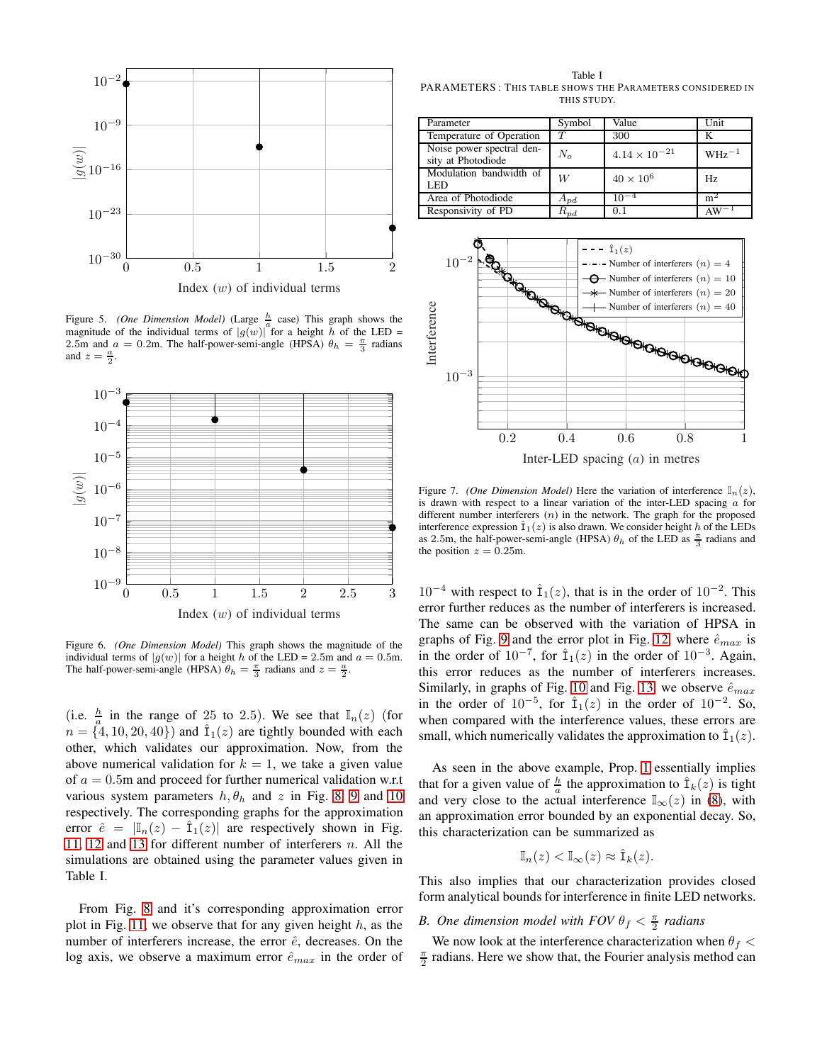Figure 5. *(One Dimension Model)* (Large $\frac{h}{a}$ case) This graph shows the magnitude of the individual terms of $|g(w)|$ for a height $h$ of the LED = 2.5m and $a$ = 0.2m. The half-power-semi-angle (HPSA) $\theta_h = \frac{\pi}{3}$ radians and $z = \frac{a}{2}$.

Figure 6. *(One Dimension Model)* This graph shows the magnitude of the individual terms of $|g(w)|$ for a height $h$ of the LED = 2.5m and $a = 0.5$m. The half-power-semi-angle (HPSA) $\theta_h = \frac{\pi}{3}$ radians and $z = \frac{a}{2}$.

(i.e. $\frac{h}{a}$ in the range of 25 to 2.5). We see that $\mathbb{I}_n(z)$ (for $n = \{4, 10, 20, 40\}$) and $\hat{\mathtt{I}}_1(z)$ are tightly bounded with each other, which validates our approximation. Now, from the above numerical validation for $k = 1$, we take a given value of $a = 0.5$m and proceed for further numerical validation w.r.t various system parameters $h, \theta_h$ and $z$ in Fig. 8, 9 and 10 respectively. The corresponding graphs for the approximation error $\hat{e} = |\mathbb{I}_n(z) - \hat{\mathtt{I}}_1(z)|$ are respectively shown in Fig. 11, 12 and 13 for different number of interferers $n$. All the simulations are obtained using the parameter values given in Table I.

From Fig. 8 and it's corresponding approximation error plot in Fig. 11, we observe that for any given height $h$, as the number of interferers increase, the error $\hat{e}$, decreases. On the log axis, we observe a maximum error $\hat{e}_{max}$ in the order of

Table I
PARAMETERS : THIS TABLE SHOWS THE PARAMETERS CONSIDERED IN THIS STUDY.

| Parameter | Symbol | Value | Unit |
|---|---|---|---|
| Temperature of Operation | $T$ | 300 | K |
| Noise power spectral density at Photodiode | $N_o$ | $4.14 \times 10^{-21}$ | $\mathrm{WHz}^{-1}$ |
| Modulation bandwidth of LED | $W$ | $40 \times 10^6$ | Hz |
| Area of Photodiode | $A_{pd}$ | $10^{-4}$ | $\mathrm{m}^2$ |
| Responsivity of PD | $R_{pd}$ | 0.1 | $\mathrm{AW}^{-1}$ |

Figure 7. *(One Dimension Model)* Here the variation of interference $\mathbb{I}_n(z)$, is drawn with respect to a linear variation of the inter-LED spacing $a$ for different number interferers $(n)$ in the network. The graph for the proposed interference expression $\hat{\mathtt{I}}_1(z)$ is also drawn. We consider height $h$ of the LEDs as 2.5m, the half-power-semi-angle (HPSA) $\theta_h$ of the LED as $\frac{\pi}{3}$ radians and the position $z = 0.25$m.

$10^{-4}$ with respect to $\hat{\mathtt{I}}_1(z)$, that is in the order of $10^{-2}$. This error further reduces as the number of interferers is increased. The same can be observed with the variation of HPSA in graphs of Fig. 9 and the error plot in Fig. 12, where $\hat{e}_{max}$ is in the order of $10^{-7}$, for $\hat{\mathtt{I}}_1(z)$ in the order of $10^{-3}$. Again, this error reduces as the number of interferers increases. Similarly, in graphs of Fig. 10 and Fig. 13, we observe $\hat{e}_{max}$ in the order of $10^{-5}$, for $\hat{\mathtt{I}}_1(z)$ in the order of $10^{-2}$. So, when compared with the interference values, these errors are small, which numerically validates the approximation to $\hat{\mathtt{I}}_1(z)$.

As seen in the above example, Prop. 1 essentially implies that for a given value of $\frac{h}{a}$ the approximation to $\hat{\mathtt{I}}_k(z)$ is tight and very close to the actual interference $\mathbb{I}_\infty(z)$ in (8), with an approximation error bounded by an exponential decay. So, this characterization can be summarized as

$$\mathbb{I}_n(z) < \mathbb{I}_\infty(z) \approx \hat{\mathtt{I}}_k(z).$$

This also implies that our characterization provides closed form analytical bounds for interference in finite LED networks.

### B. One dimension model with FOV $\theta_f < \frac{\pi}{2}$ radians

We now look at the interference characterization when $\theta_f < \frac{\pi}{2}$ radians. Here we show that, the Fourier analysis method can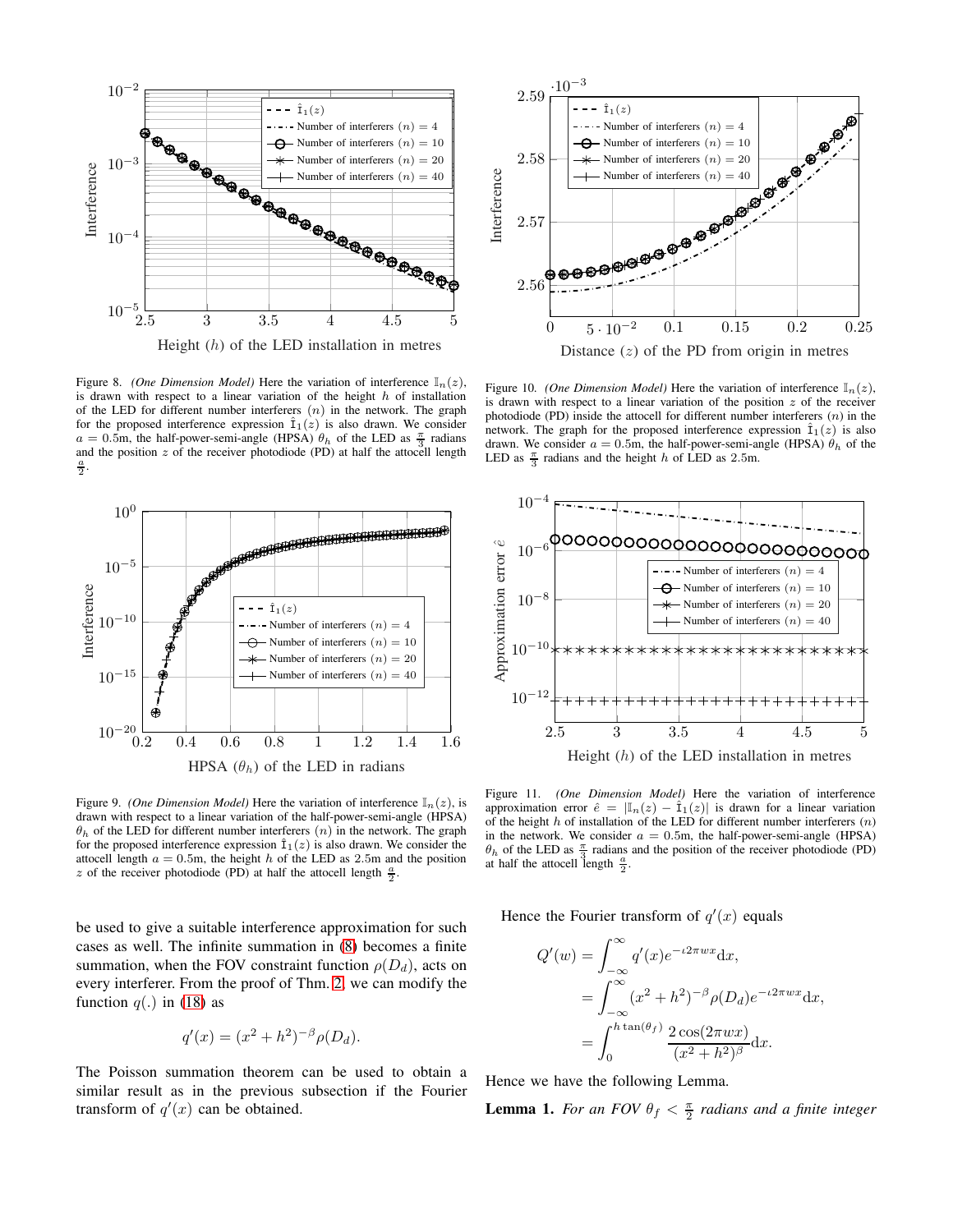Figure 8. *(One Dimension Model)* Here the variation of interference $\mathbb{I}_n(z)$, is drawn with respect to a linear variation of the height $h$ of installation of the LED for different number interferers $(n)$ in the network. The graph for the proposed interference expression $\hat{\mathtt{I}}_1(z)$ is also drawn. We consider $a = 0.5$m, the half-power-semi-angle (HPSA) $\theta_h$ of the LED as $\frac{\pi}{3}$ radians and the position $z$ of the receiver photodiode (PD) at half the attocell length $\frac{a}{2}$.

Figure 10. *(One Dimension Model)* Here the variation of interference $\mathbb{I}_n(z)$, is drawn with respect to a linear variation of the position $z$ of the receiver photodiode (PD) inside the attocell for different number interferers $(n)$ in the network. The graph for the proposed interference expression $\hat{\mathtt{I}}_1(z)$ is also drawn. We consider $a = 0.5$m, the half-power-semi-angle (HPSA) $\theta_h$ of the LED as $\frac{\pi}{3}$ radians and the height $h$ of LED as 2.5m.

Figure 9. *(One Dimension Model)* Here the variation of interference $\mathbb{I}_n(z)$, is drawn with respect to a linear variation of the half-power-semi-angle (HPSA) $\theta_h$ of the LED for different number interferers $(n)$ in the network. The graph for the proposed interference expression $\hat{\mathtt{I}}_1(z)$ is also drawn. We consider the attocell length $a = 0.5$m, the height $h$ of the LED as 2.5m and the position $z$ of the receiver photodiode (PD) at half the attocell length $\frac{a}{2}$.

Figure 11. *(One Dimension Model)* Here the variation of interference approximation error $\hat{e} = |\mathbb{I}_n(z) - \hat{\mathtt{I}}_1(z)|$ is drawn for a linear variation of the height $h$ of installation of the LED for different number interferers $(n)$ in the network. We consider $a = 0.5$m, the half-power-semi-angle (HPSA) $\theta_h$ of the LED as $\frac{\pi}{3}$ radians and the position of the receiver photodiode (PD) at half the attocell length $\frac{a}{2}$.

be used to give a suitable interference approximation for such cases as well. The infinite summation in (8) becomes a finite summation, when the FOV constraint function $\rho(D_d)$, acts on every interferer. From the proof of Thm. 2, we can modify the function $q(.)$ in (18) as

$$q'(x) = (x^2 + h^2)^{-\beta}\rho(D_d).$$

The Poisson summation theorem can be used to obtain a similar result as in the previous subsection if the Fourier transform of $q'(x)$ can be obtained.

Hence the Fourier transform of $q'(x)$ equals

$$\begin{aligned} Q'(w) &= \int_{-\infty}^{\infty} q'(x) e^{-\iota 2\pi w x} \mathrm{d}x, \\ &= \int_{-\infty}^{\infty} (x^2 + h^2)^{-\beta} \rho(D_d) e^{-\iota 2\pi w x} \mathrm{d}x, \\ &= \int_{0}^{h\tan(\theta_f)} \frac{2\cos(2\pi w x)}{(x^2 + h^2)^{\beta}} \mathrm{d}x. \end{aligned}$$

Hence we have the following Lemma.

**Lemma 1.** *For an FOV $\theta_f < \frac{\pi}{2}$ radians and a finite integer*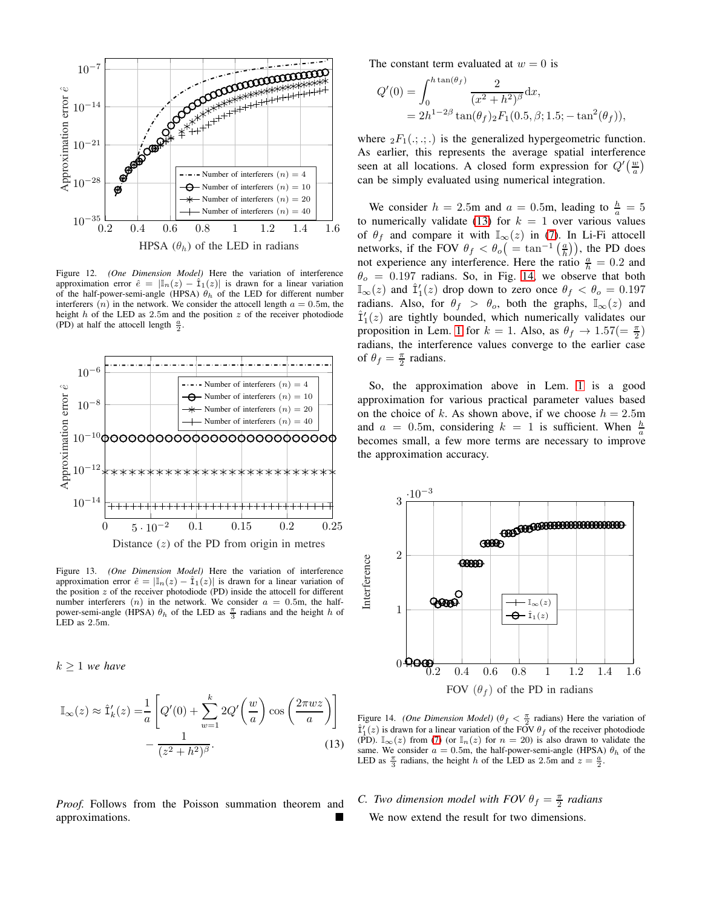Figure 12. *(One Dimension Model)* Here the variation of interference approximation error $\hat{e} = |\mathbb{I}_n(z) - \hat{\mathbb{I}}_1(z)|$ is drawn for a linear variation of the half-power-semi-angle (HPSA) $\theta_h$ of the LED for different number interferers $(n)$ in the network. We consider the attocell length $a = 0.5$m, the height $h$ of the LED as 2.5m and the position $z$ of the receiver photodiode (PD) at half the attocell length $\frac{a}{2}$.

Figure 13. *(One Dimension Model)* Here the variation of interference approximation error $\hat{e} = |\mathbb{I}_n(z) - \hat{\mathbb{I}}_1(z)|$ is drawn for a linear variation of the position $z$ of the receiver photodiode (PD) inside the attocell for different number interferers $(n)$ in the network. We consider $a = 0.5$m, the half-power-semi-angle (HPSA) $\theta_h$ of the LED as $\frac{\pi}{3}$ radians and the height $h$ of LED as 2.5m.

$k \geq 1$ *we have*

$$\mathbb{I}_\infty(z) \approx \hat{\mathbb{I}}'_k(z) = \frac{1}{a}\left[Q'(0) + \sum_{w=1}^{k} 2Q'\left(\frac{w}{a}\right)\cos\left(\frac{2\pi wz}{a}\right)\right] - \frac{1}{(z^2+h^2)^\beta}. \tag{13}$$

*Proof.* Follows from the Poisson summation theorem and approximations. ∎

The constant term evaluated at $w = 0$ is

$$\begin{aligned} Q'(0) &= \int_0^{h\tan(\theta_f)} \frac{2}{(x^2+h^2)^\beta}\mathrm{d}x, \\ &= 2h^{1-2\beta}\tan(\theta_f)\,{}_2F_1(0.5, \beta; 1.5; -\tan^2(\theta_f)), \end{aligned}$$

where ${}_2F_1(.;.;.)$ is the generalized hypergeometric function. As earlier, this represents the average spatial interference seen at all locations. A closed form expression for $Q'\left(\frac{w}{a}\right)$ can be simply evaluated using numerical integration.

We consider $h = 2.5$m and $a = 0.5$m, leading to $\frac{h}{a} = 5$ to numerically validate (13) for $k = 1$ over various values of $\theta_f$ and compare it with $\mathbb{I}_\infty(z)$ in (7). In Li-Fi attocell networks, if the FOV $\theta_f < \theta_o\left(= \tan^{-1}\left(\frac{a}{h}\right)\right)$, the PD does not experience any interference. Here the ratio $\frac{a}{h} = 0.2$ and $\theta_o = 0.197$ radians. So, in Fig. 14, we observe that both $\mathbb{I}_\infty(z)$ and $\hat{\mathbb{I}}'_1(z)$ drop down to zero once $\theta_f < \theta_o = 0.197$ radians. Also, for $\theta_f > \theta_o$, both the graphs, $\mathbb{I}_\infty(z)$ and $\hat{\mathbb{I}}'_1(z)$ are tightly bounded, which numerically validates our proposition in Lem. 1 for $k = 1$. Also, as $\theta_f \to 1.57 (= \frac{\pi}{2})$ radians, the interference values converge to the earlier case of $\theta_f = \frac{\pi}{2}$ radians.

So, the approximation above in Lem. 1 is a good approximation for various practical parameter values based on the choice of $k$. As shown above, if we choose $h = 2.5$m and $a = 0.5$m, considering $k = 1$ is sufficient. When $\frac{h}{a}$ becomes small, a few more terms are necessary to improve the approximation accuracy.

Figure 14. *(One Dimension Model)* ($\theta_f < \frac{\pi}{2}$ radians) Here the variation of $\hat{\mathbb{I}}'_1(z)$ is drawn for a linear variation of the FOV $\theta_f$ of the receiver photodiode (PD). $\mathbb{I}_\infty(z)$ from (7) (or $\mathbb{I}_n(z)$ for $n = 20$) is also drawn to validate the same. We consider $a = 0.5$m, the half-power-semi-angle (HPSA) $\theta_h$ of the LED as $\frac{\pi}{3}$ radians, the height $h$ of the LED as 2.5m and $z = \frac{a}{2}$.

### C. Two dimension model with FOV $\theta_f = \frac{\pi}{2}$ radians

We now extend the result for two dimensions.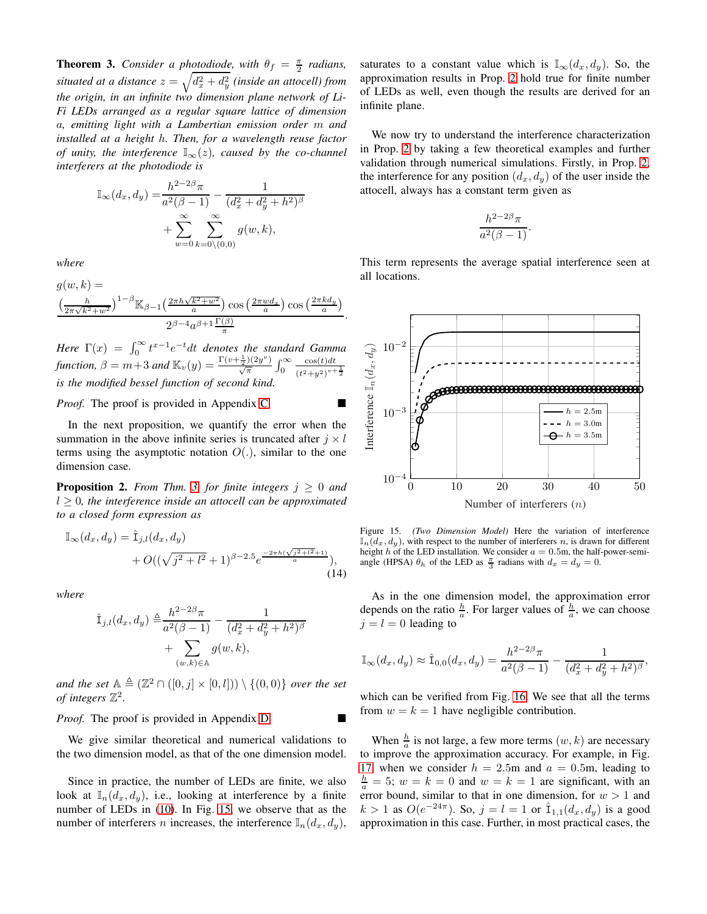**Theorem 3.** *Consider a photodiode, with $\theta_f = \frac{\pi}{2}$ radians, situated at a distance $z = \sqrt{d_x^2 + d_y^2}$ (inside an attocell) from the origin, in an infinite two dimension plane network of Li-Fi LEDs arranged as a regular square lattice of dimension $a$, emitting light with a Lambertian emission order $m$ and installed at a height $h$. Then, for a wavelength reuse factor of unity, the interference $\mathbb{I}_\infty(z)$, caused by the co-channel interferers at the photodiode is*

$$\mathbb{I}_\infty(d_x, d_y) = \frac{h^{2-2\beta}\pi}{a^2(\beta-1)} - \frac{1}{(d_x^2 + d_y^2 + h^2)^\beta} + \sum_{w=0}^{\infty} \sum_{k=0 \setminus (0,0)}^{\infty} g(w,k),$$

*where*

$$g(w,k) = \frac{\left(\frac{h}{2\pi\sqrt{k^2+w^2}}\right)^{1-\beta} \mathbb{K}_{\beta-1}\left(\frac{2\pi h\sqrt{k^2+w^2}}{a}\right) \cos\left(\frac{2\pi w d_x}{a}\right) \cos\left(\frac{2\pi k d_y}{a}\right)}{2^{\beta-4} a^{\beta+1} \frac{\Gamma(\beta)}{\pi}}.$$

*Here $\Gamma(x) = \int_0^\infty t^{x-1} e^{-t} dt$ denotes the standard Gamma function, $\beta = m+3$ and $\mathbb{K}_v(y) = \frac{\Gamma(v+\frac{1}{2})(2y^v)}{\sqrt{\pi}} \int_0^\infty \frac{\cos(t)dt}{(t^2+y^2)^{v+\frac{1}{2}}}$ is the modified bessel function of second kind.*

*Proof.* The proof is provided in Appendix C. ■

In the next proposition, we quantify the error when the summation in the above infinite series is truncated after $j \times l$ terms using the asymptotic notation $O(.)$, similar to the one dimension case.

**Proposition 2.** *From Thm. 3, for finite integers $j \geq 0$ and $l \geq 0$, the interference inside an attocell can be approximated to a closed form expression as*

$$\mathbb{I}_\infty(d_x, d_y) = \hat{\mathbb{I}}_{j,l}(d_x, d_y) + O((\sqrt{j^2+l^2}+1)^{\beta-2.5} e^{\frac{-2\pi h(\sqrt{j^2+l^2}+1)}{a}}), \tag{14}$$

*where*

$$\hat{\mathbb{I}}_{j,l}(d_x, d_y) \triangleq \frac{h^{2-2\beta}\pi}{a^2(\beta-1)} - \frac{1}{(d_x^2 + d_y^2 + h^2)^\beta} + \sum_{(w,k)\in\mathbb{A}} g(w,k),$$

*and the set $\mathbb{A} \triangleq (\mathbb{Z}^2 \cap ([0,j] \times [0,l])) \setminus \{(0,0)\}$ over the set of integers $\mathbb{Z}^2$.*

*Proof.* The proof is provided in Appendix D. ■

We give similar theoretical and numerical validations to the two dimension model, as that of the one dimension model.

Since in practice, the number of LEDs are finite, we also look at $\mathbb{I}_n(d_x, d_y)$, i.e., looking at interference by a finite number of LEDs in (10). In Fig. 15, we observe that as the number of interferers $n$ increases, the interference $\mathbb{I}_n(d_x, d_y)$, saturates to a constant value which is $\mathbb{I}_\infty(d_x, d_y)$. So, the approximation results in Prop. 2 hold true for finite number of LEDs as well, even though the results are derived for an infinite plane.

We now try to understand the interference characterization in Prop. 2 by taking a few theoretical examples and further validation through numerical simulations. Firstly, in Prop. 2, the interference for any position $(d_x, d_y)$ of the user inside the attocell, always has a constant term given as

$$\frac{h^{2-2\beta}\pi}{a^2(\beta-1)}.$$

This term represents the average spatial interference seen at all locations.

Figure 15. *(Two Dimension Model)* Here the variation of interference $\mathbb{I}_n(d_x, d_y)$, with respect to the number of interferers $n$, is drawn for different height $h$ of the LED installation. We consider $a = 0.5$m, the half-power-semi-angle (HPSA) $\theta_h$ of the LED as $\frac{\pi}{3}$ radians with $d_x = d_y = 0$.

As in the one dimension model, the approximation error depends on the ratio $\frac{h}{a}$. For larger values of $\frac{h}{a}$, we can choose $j = l = 0$ leading to

$$\mathbb{I}_\infty(d_x, d_y) \approx \hat{\mathbb{I}}_{0,0}(d_x, d_y) = \frac{h^{2-2\beta}\pi}{a^2(\beta-1)} - \frac{1}{(d_x^2 + d_y^2 + h^2)^\beta},$$

which can be verified from Fig. 16. We see that all the terms from $w = k = 1$ have negligible contribution.

When $\frac{h}{a}$ is not large, a few more terms $(w, k)$ are necessary to improve the approximation accuracy. For example, in Fig. 17, when we consider $h = 2.5$m and $a = 0.5$m, leading to $\frac{h}{a} = 5$; $w = k = 0$ and $w = k = 1$ are significant, with an error bound, similar to that in one dimension, for $w > 1$ and $k > 1$ as $O(e^{-24\pi})$. So, $j = l = 1$ or $\hat{\mathbb{I}}_{1,1}(d_x, d_y)$ is a good approximation in this case. Further, in most practical cases, the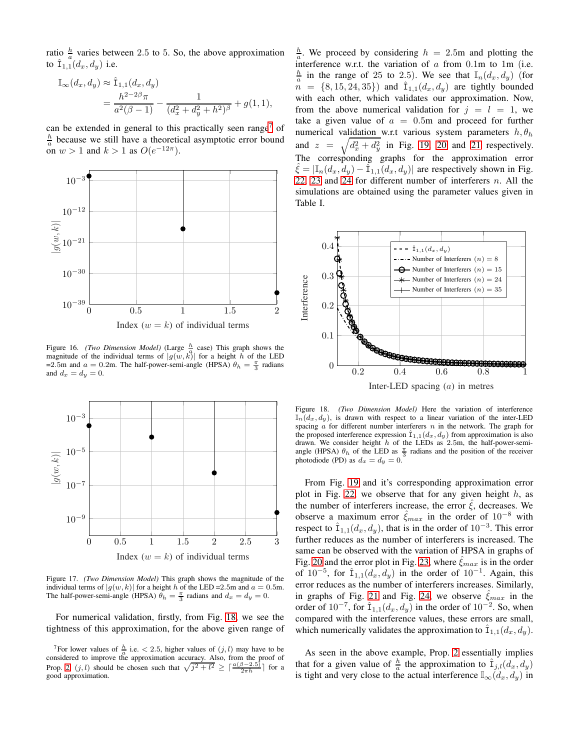ratio $\frac{h}{a}$ varies between 2.5 to 5. So, the above approximation to $\hat{\mathbb{I}}_{1,1}(d_x, d_y)$ i.e.

$$\mathbb{I}_\infty(d_x, d_y) \approx \hat{\mathbb{I}}_{1,1}(d_x, d_y) = \frac{h^{2-2\beta}\pi}{a^2(\beta-1)} - \frac{1}{(d_x^2 + d_y^2 + h^2)^\beta} + g(1,1),$$

can be extended in general to this practically seen range[7] of $\frac{h}{a}$ because we still have a theoretical asymptotic error bound on $w > 1$ and $k > 1$ as $O(e^{-12\pi})$.

Figure 16. *(Two Dimension Model)* (Large $\frac{h}{a}$ case) This graph shows the magnitude of the individual terms of $|g(w, k)|$ for a height $h$ of the LED =2.5m and $a$ = 0.2m. The half-power-semi-angle (HPSA) $\theta_h = \frac{\pi}{3}$ radians and $d_x = d_y = 0$.

Figure 17. *(Two Dimension Model)* This graph shows the magnitude of the individual terms of $|g(w, k)|$ for a height $h$ of the LED =2.5m and $a$ = 0.5m. The half-power-semi-angle (HPSA) $\theta_h = \frac{\pi}{3}$ radians and $d_x = d_y = 0$.

For numerical validation, firstly, from Fig. 18, we see the tightness of this approximation, for the above given range of $\frac{h}{a}$. We proceed by considering $h$ = 2.5m and plotting the interference w.r.t. the variation of $a$ from 0.1m to 1m (i.e. $\frac{h}{a}$ in the range of 25 to 2.5). We see that $\mathbb{I}_n(d_x, d_y)$ (for $n = \{8, 15, 24, 35\}$) and $\hat{\mathbb{I}}_{1,1}(d_x, d_y)$ are tightly bounded with each other, which validates our approximation. Now, from the above numerical validation for $j = l = 1$, we take a given value of $a$ = 0.5m and proceed for further numerical validation w.r.t various system parameters $h, \theta_h$ and $z = \sqrt{d_x^2 + d_y^2}$ in Fig. 19, 20 and 21 respectively. The corresponding graphs for the approximation error $\hat{\xi} = |\mathbb{I}_n(d_x, d_y) - \hat{\mathbb{I}}_{1,1}(d_x, d_y)|$ are respectively shown in Fig. 22, 23 and 24 for different number of interferers $n$. All the simulations are obtained using the parameter values given in Table I.

Figure 18. *(Two Dimension Model)* Here the variation of interference $\mathbb{I}_n(d_x, d_y)$, is drawn with respect to a linear variation of the inter-LED spacing $a$ for different number interferers $n$ in the network. The graph for the proposed interference expression $\hat{\mathbb{I}}_{1,1}(d_x, d_y)$ from approximation is also drawn. We consider height $h$ of the LEDs as 2.5m, the half-power-semi-angle (HPSA) $\theta_h$ of the LED as $\frac{\pi}{3}$ radians and the position of the receiver photodiode (PD) as $d_x = d_y = 0$.

From Fig. 19 and it's corresponding approximation error plot in Fig. 22, we observe that for any given height $h$, as the number of interferers increase, the error $\hat{\xi}$, decreases. We observe a maximum error $\hat{\xi}_{max}$ in the order of $10^{-8}$ with respect to $\hat{\mathbb{I}}_{1,1}(d_x, d_y)$, that is in the order of $10^{-3}$. This error further reduces as the number of interferers is increased. The same can be observed with the variation of HPSA in graphs of Fig. 20 and the error plot in Fig. 23, where $\hat{\xi}_{max}$ is in the order of $10^{-5}$, for $\hat{\mathbb{I}}_{1,1}(d_x, d_y)$ in the order of $10^{-1}$. Again, this error reduces as the number of interferers increases. Similarly, in graphs of Fig. 21 and Fig. 24, we observe $\hat{\xi}_{max}$ in the order of $10^{-7}$, for $\hat{\mathbb{I}}_{1,1}(d_x, d_y)$ in the order of $10^{-2}$. So, when compared with the interference values, these errors are small, which numerically validates the approximation to $\hat{\mathbb{I}}_{1,1}(d_x, d_y)$.

As seen in the above example, Prop. 2 essentially implies that for a given value of $\frac{h}{a}$ the approximation to $\hat{\mathbb{I}}_{j,l}(d_x, d_y)$ is tight and very close to the actual interference $\mathbb{I}_\infty(d_x, d_y)$ in

[7] For lower values of $\frac{h}{a}$ i.e. $< 2.5$, higher values of $(j, l)$ may have to be considered to improve the approximation accuracy. Also, from the proof of Prop. 2 $(j, l)$ should be chosen such that $\sqrt{j^2 + l^2} \geq \lceil \frac{a(\beta - 2.5)}{2\pi h} \rceil$ for a good approximation.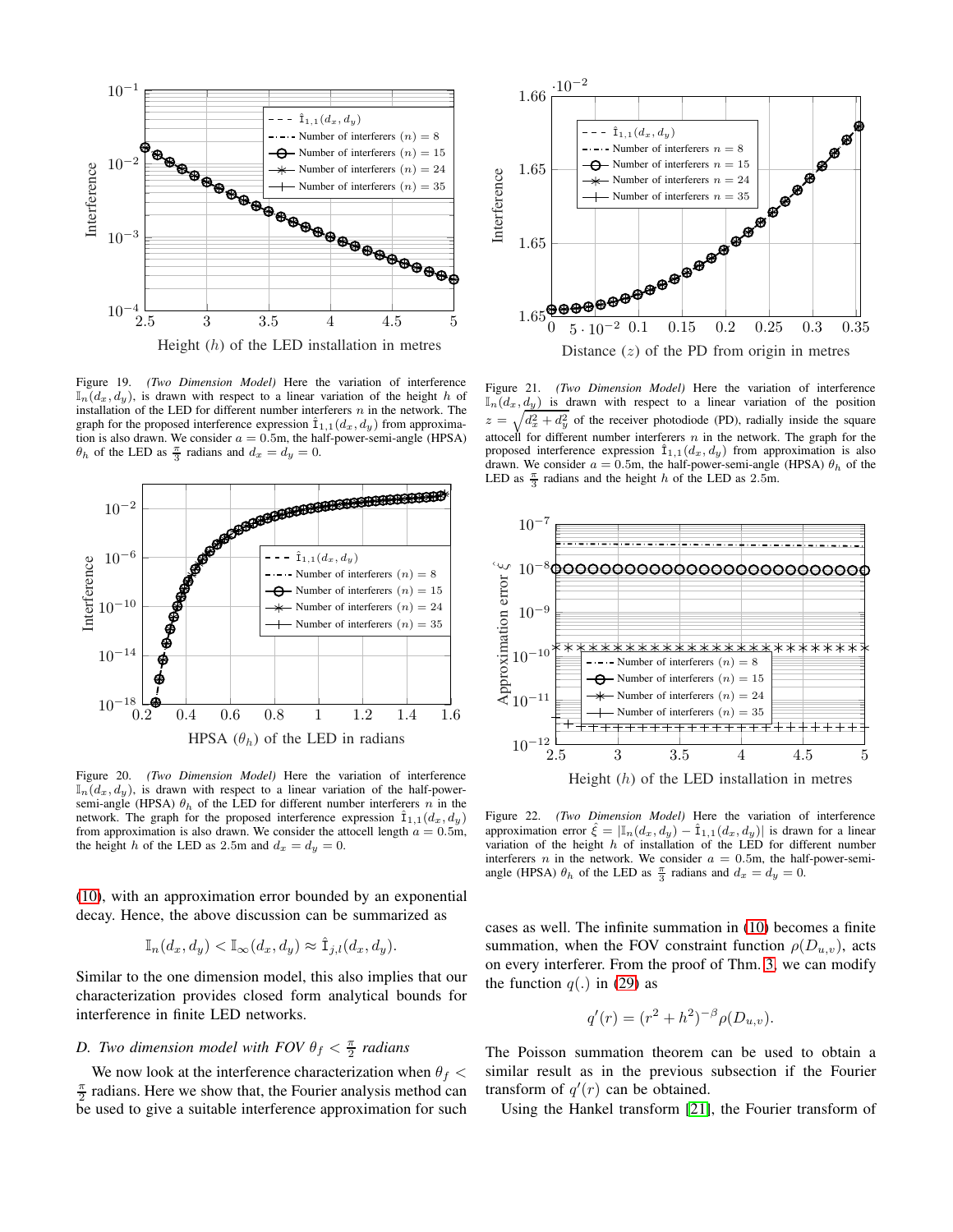Figure 19. *(Two Dimension Model)* Here the variation of interference $\mathbb{I}_n(d_x, d_y)$, is drawn with respect to a linear variation of the height $h$ of installation of the LED for different number interferers $n$ in the network. The graph for the proposed interference expression $\hat{\mathtt{I}}_{1,1}(d_x, d_y)$ from approximation is also drawn. We consider $a = 0.5$m, the half-power-semi-angle (HPSA) $\theta_h$ of the LED as $\frac{\pi}{3}$ radians and $d_x = d_y = 0$.

Figure 20. *(Two Dimension Model)* Here the variation of interference $\mathbb{I}_n(d_x, d_y)$, is drawn with respect to a linear variation of the half-power-semi-angle (HPSA) $\theta_h$ of the LED for different number interferers $n$ in the network. The graph for the proposed interference expression $\hat{\mathtt{I}}_{1,1}(d_x, d_y)$ from approximation is also drawn. We consider the attocell length $a = 0.5$m, the height $h$ of the LED as 2.5m and $d_x = d_y = 0$.

(10), with an approximation error bounded by an exponential decay. Hence, the above discussion can be summarized as

$$\mathbb{I}_n(d_x, d_y) < \mathbb{I}_\infty(d_x, d_y) \approx \hat{\mathtt{I}}_{j,l}(d_x, d_y).$$

Similar to the one dimension model, this also implies that our characterization provides closed form analytical bounds for interference in finite LED networks.

### D. Two dimension model with FOV $\theta_f < \frac{\pi}{2}$ radians

We now look at the interference characterization when $\theta_f < \frac{\pi}{2}$ radians. Here we show that, the Fourier analysis method can be used to give a suitable interference approximation for such

Figure 21. *(Two Dimension Model)* Here the variation of interference $\mathbb{I}_n(d_x, d_y)$ is drawn with respect to a linear variation of the position $z = \sqrt{d_x^2 + d_y^2}$ of the receiver photodiode (PD), radially inside the square attocell for different number interferers $n$ in the network. The graph for the proposed interference expression $\hat{\mathtt{I}}_{1,1}(d_x, d_y)$ from approximation is also drawn. We consider $a = 0.5$m, the half-power-semi-angle (HPSA) $\theta_h$ of the LED as $\frac{\pi}{3}$ radians and the height $h$ of the LED as 2.5m.

Figure 22. *(Two Dimension Model)* Here the variation of interference approximation error $\hat{\xi} = |\mathbb{I}_n(d_x, d_y) - \hat{\mathtt{I}}_{1,1}(d_x, d_y)|$ is drawn for a linear variation of the height $h$ of installation of the LED for different number interferers $n$ in the network. We consider $a = 0.5$m, the half-power-semi-angle (HPSA) $\theta_h$ of the LED as $\frac{\pi}{3}$ radians and $d_x = d_y = 0$.

cases as well. The infinite summation in (10) becomes a finite summation, when the FOV constraint function $\rho(D_{u,v})$, acts on every interferer. From the proof of Thm. 3, we can modify the function $q(.)$ in (29) as

$$q'(r) = (r^2 + h^2)^{-\beta} \rho(D_{u,v}).$$

The Poisson summation theorem can be used to obtain a similar result as in the previous subsection if the Fourier transform of $q'(r)$ can be obtained.

Using the Hankel transform [21], the Fourier transform of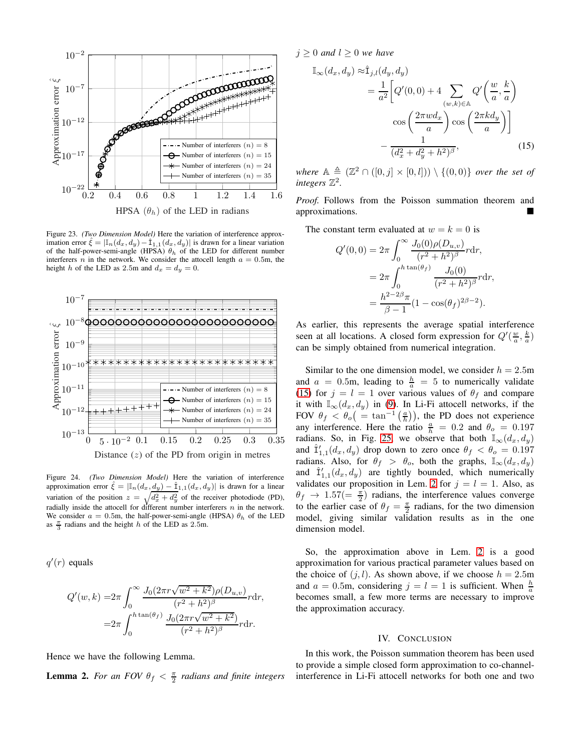Figure 23. *(Two Dimension Model)* Here the variation of interference approximation error $\hat{\xi} = |\mathbb{I}_n(d_x, d_y) - \hat{\mathbb{I}}_{1,1}(d_x, d_y)|$ is drawn for a linear variation of the half-power-semi-angle (HPSA) $\theta_h$ of the LED for different number interferers $n$ in the network. We consider the attocell length $a = 0.5$m, the height $h$ of the LED as 2.5m and $d_x = d_y = 0$.

Figure 24. *(Two Dimension Model)* Here the variation of interference approximation error $\hat{\xi} = |\mathbb{I}_n(d_x, d_y) - \hat{\mathbb{I}}_{1,1}(d_x, d_y)|$ is drawn for a linear variation of the position $z = \sqrt{d_x^2 + d_y^2}$ of the receiver photodiode (PD), radially inside the attocell for different number interferers $n$ in the network. We consider $a = 0.5$m, the half-power-semi-angle (HPSA) $\theta_h$ of the LED as $\frac{\pi}{3}$ radians and the height $h$ of the LED as 2.5m.

$q'(r)$ equals

$$
\begin{aligned}
Q'(w,k) =& 2\pi \int_0^{\infty} \frac{J_0(2\pi r\sqrt{w^2+k^2})\rho(D_{u,v})}{(r^2+h^2)^{\beta}} r\mathrm{d}r, \\
=& 2\pi \int_0^{h\tan(\theta_f)} \frac{J_0(2\pi r\sqrt{w^2+k^2})}{(r^2+h^2)^{\beta}} r\mathrm{d}r.
\end{aligned}
$$

Hence we have the following Lemma.

**Lemma 2.** *For an FOV $\theta_f < \frac{\pi}{2}$ radians and finite integers $j \geq 0$ and $l \geq 0$ we have*

$$
\begin{aligned}
\mathbb{I}_{\infty}(d_x, d_y) \approx& \hat{\mathbb{I}}_{j,l}(d_y, d_y) \\
=& \frac{1}{a^2}\Bigg[Q'(0,0) + 4 \sum_{(w,k)\in\mathbb{A}} Q'\left(\frac{w}{a}, \frac{k}{a}\right) \\
& \cos\left(\frac{2\pi w d_x}{a}\right)\cos\left(\frac{2\pi k d_y}{a}\right)\Bigg] \\
& - \frac{1}{(d_x^2 + d_y^2 + h^2)^{\beta}}, \qquad (15)
\end{aligned}
$$

*where $\mathbb{A} \triangleq (\mathbb{Z}^2 \cap ([0,j] \times [0,l])) \setminus \{(0,0)\}$ over the set of integers $\mathbb{Z}^2$.*

*Proof.* Follows from the Poisson summation theorem and approximations. ∎

The constant term evaluated at $w = k = 0$ is

$$
\begin{aligned}
Q'(0,0) =& 2\pi \int_0^{\infty} \frac{J_0(0)\rho(D_{u,v})}{(r^2+h^2)^{\beta}} r\mathrm{d}r, \\
=& 2\pi \int_0^{h\tan(\theta_f)} \frac{J_0(0)}{(r^2+h^2)^{\beta}} r\mathrm{d}r, \\
=& \frac{h^{2-2\beta}\pi}{\beta - 1}(1 - \cos(\theta_f)^{2\beta-2}).
\end{aligned}
$$

As earlier, this represents the average spatial interference seen at all locations. A closed form expression for $Q'(\frac{w}{a}, \frac{k}{a})$ can be simply obtained from numerical integration.

Similar to the one dimension model, we consider $h = 2.5$m and $a = 0.5$m, leading to $\frac{h}{a} = 5$ to numerically validate (15) for $j = l = 1$ over various values of $\theta_f$ and compare it with $\mathbb{I}_{\infty}(d_x, d_y)$ in (9). In Li-Fi attocell networks, if the FOV $\theta_f < \theta_o\big(= \tan^{-1}\left(\frac{a}{h}\right)\big)$, the PD does not experience any interference. Here the ratio $\frac{a}{h} = 0.2$ and $\theta_o = 0.197$ radians. So, in Fig. 25, we observe that both $\mathbb{I}_{\infty}(d_x, d_y)$ and $\hat{\mathbb{I}}'_{1,1}(d_x, d_y)$ drop down to zero once $\theta_f < \theta_o = 0.197$ radians. Also, for $\theta_f > \theta_o$, both the graphs, $\mathbb{I}_{\infty}(d_x, d_y)$ and $\hat{\mathbb{I}}'_{1,1}(d_x, d_y)$ are tightly bounded, which numerically validates our proposition in Lem. 2 for $j = l = 1$. Also, as $\theta_f \rightarrow 1.57(= \frac{\pi}{2})$ radians, the interference values converge to the earlier case of $\theta_f = \frac{\pi}{2}$ radians, for the two dimension model, giving similar validation results as in the one dimension model.

So, the approximation above in Lem. 2 is a good approximation for various practical parameter values based on the choice of $(j, l)$. As shown above, if we choose $h = 2.5$m and $a = 0.5$m, considering $j = l = 1$ is sufficient. When $\frac{h}{a}$ becomes small, a few more terms are necessary to improve the approximation accuracy.

## IV. Conclusion

In this work, the Poisson summation theorem has been used to provide a simple closed form approximation to co-channel-interference in Li-Fi attocell networks for both one and two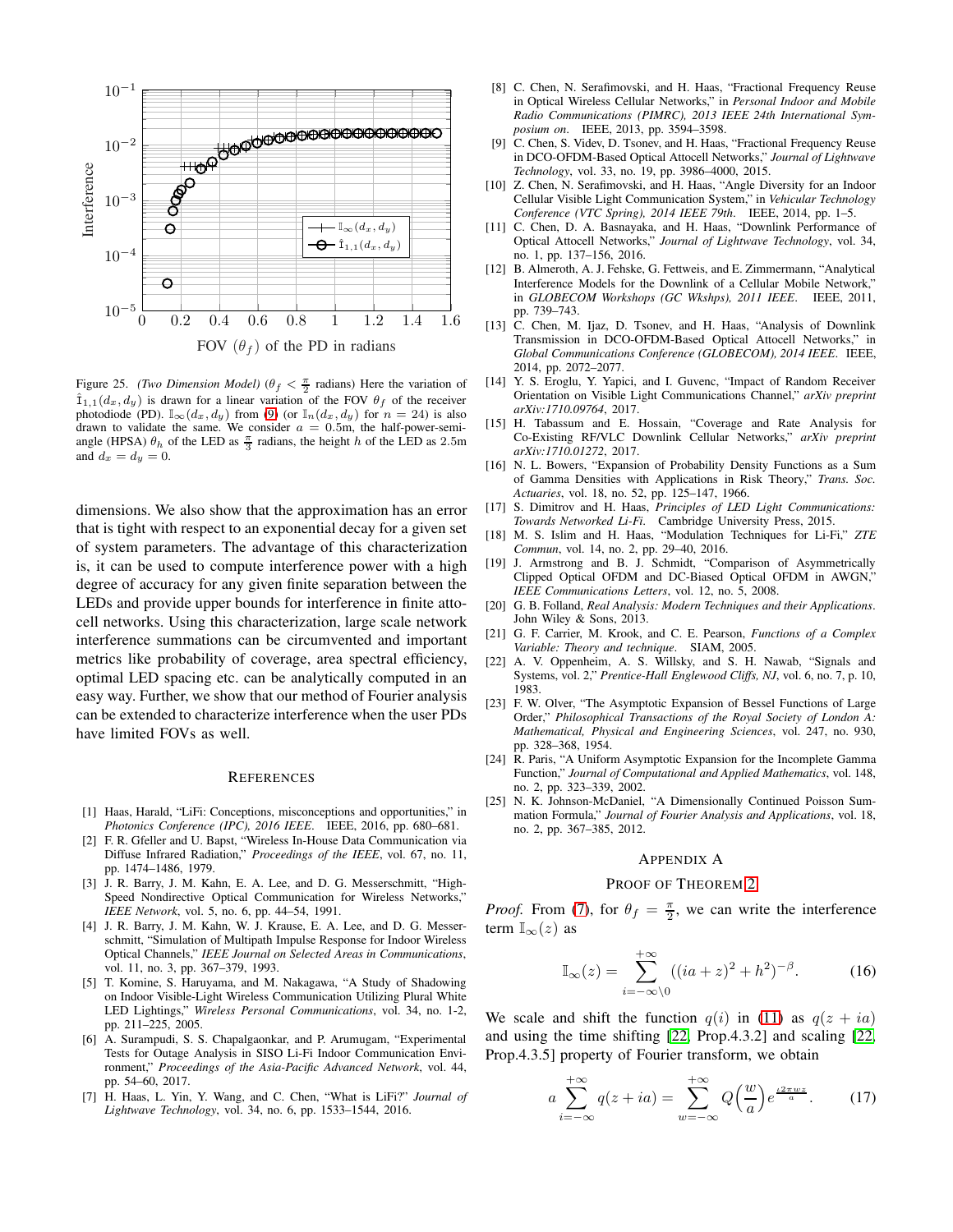Figure 25. *(Two Dimension Model)* ($\theta_f < \frac{\pi}{2}$ radians) Here the variation of $\hat{\mathbb{I}}_{1,1}(d_x, d_y)$ is drawn for a linear variation of the FOV $\theta_f$ of the receiver photodiode (PD). $\mathbb{I}_\infty(d_x, d_y)$ from (9) (or $\mathbb{I}_n(d_x, d_y)$ for $n = 24$) is also drawn to validate the same. We consider $a = 0.5$m, the half-power-semi-angle (HPSA) $\theta_h$ of the LED as $\frac{\pi}{3}$ radians, the height $h$ of the LED as $2.5$m and $d_x = d_y = 0$.

dimensions. We also show that the approximation has an error that is tight with respect to an exponential decay for a given set of system parameters. The advantage of this characterization is, it can be used to compute interference power with a high degree of accuracy for any given finite separation between the LEDs and provide upper bounds for interference in finite attocell networks. Using this characterization, large scale network interference summations can be circumvented and important metrics like probability of coverage, area spectral efficiency, optimal LED spacing etc. can be analytically computed in an easy way. Further, we show that our method of Fourier analysis can be extended to characterize interference when the user PDs have limited FOVs as well.

## References

[1] Haas, Harald, "LiFi: Conceptions, misconceptions and opportunities," in *Photonics Conference (IPC), 2016 IEEE*. IEEE, 2016, pp. 680–681.

[2] F. R. Gfeller and U. Bapst, "Wireless In-House Data Communication via Diffuse Infrared Radiation," *Proceedings of the IEEE*, vol. 67, no. 11, pp. 1474–1486, 1979.

[3] J. R. Barry, J. M. Kahn, E. A. Lee, and D. G. Messerschmitt, "High-Speed Nondirective Optical Communication for Wireless Networks," *IEEE Network*, vol. 5, no. 6, pp. 44–54, 1991.

[4] J. R. Barry, J. M. Kahn, W. J. Krause, E. A. Lee, and D. G. Messerschmitt, "Simulation of Multipath Impulse Response for Indoor Wireless Optical Channels," *IEEE Journal on Selected Areas in Communications*, vol. 11, no. 3, pp. 367–379, 1993.

[5] T. Komine, S. Haruyama, and M. Nakagawa, "A Study of Shadowing on Indoor Visible-Light Wireless Communication Utilizing Plural White LED Lightings," *Wireless Personal Communications*, vol. 34, no. 1-2, pp. 211–225, 2005.

[6] A. Surampudi, S. S. Chapalgaonkar, and P. Arumugam, "Experimental Tests for Outage Analysis in SISO Li-Fi Indoor Communication Environment," *Proceedings of the Asia-Pacific Advanced Network*, vol. 44, pp. 54–60, 2017.

[7] H. Haas, L. Yin, Y. Wang, and C. Chen, "What is LiFi?" *Journal of Lightwave Technology*, vol. 34, no. 6, pp. 1533–1544, 2016.

[8] C. Chen, N. Serafimovski, and H. Haas, "Fractional Frequency Reuse in Optical Wireless Cellular Networks," in *Personal Indoor and Mobile Radio Communications (PIMRC), 2013 IEEE 24th International Symposium on*. IEEE, 2013, pp. 3594–3598.

[9] C. Chen, S. Videv, D. Tsonev, and H. Haas, "Fractional Frequency Reuse in DCO-OFDM-Based Optical Attocell Networks," *Journal of Lightwave Technology*, vol. 33, no. 19, pp. 3986–4000, 2015.

[10] Z. Chen, N. Serafimovski, and H. Haas, "Angle Diversity for an Indoor Cellular Visible Light Communication System," in *Vehicular Technology Conference (VTC Spring), 2014 IEEE 79th*. IEEE, 2014, pp. 1–5.

[11] C. Chen, D. A. Basnayaka, and H. Haas, "Downlink Performance of Optical Attocell Networks," *Journal of Lightwave Technology*, vol. 34, no. 1, pp. 137–156, 2016.

[12] B. Almeroth, A. J. Fehske, G. Fettweis, and E. Zimmermann, "Analytical Interference Models for the Downlink of a Cellular Mobile Network," in *GLOBECOM Workshops (GC Wkshps), 2011 IEEE*. IEEE, 2011, pp. 739–743.

[13] C. Chen, M. Ijaz, D. Tsonev, and H. Haas, "Analysis of Downlink Transmission in DCO-OFDM-Based Optical Attocell Networks," in *Global Communications Conference (GLOBECOM), 2014 IEEE*. IEEE, 2014, pp. 2072–2077.

[14] Y. S. Eroglu, Y. Yapici, and I. Guvenc, "Impact of Random Receiver Orientation on Visible Light Communications Channel," *arXiv preprint arXiv:1710.09764*, 2017.

[15] H. Tabassum and E. Hossain, "Coverage and Rate Analysis for Co-Existing RF/VLC Downlink Cellular Networks," *arXiv preprint arXiv:1710.01272*, 2017.

[16] N. L. Bowers, "Expansion of Probability Density Functions as a Sum of Gamma Densities with Applications in Risk Theory," *Trans. Soc. Actuaries*, vol. 18, no. 52, pp. 125–147, 1966.

[17] S. Dimitrov and H. Haas, *Principles of LED Light Communications: Towards Networked Li-Fi*. Cambridge University Press, 2015.

[18] M. S. Islim and H. Haas, "Modulation Techniques for Li-Fi," *ZTE Commun*, vol. 14, no. 2, pp. 29–40, 2016.

[19] J. Armstrong and B. J. Schmidt, "Comparison of Asymmetrically Clipped Optical OFDM and DC-Biased Optical OFDM in AWGN," *IEEE Communications Letters*, vol. 12, no. 5, 2008.

[20] G. B. Folland, *Real Analysis: Modern Techniques and their Applications*. John Wiley & Sons, 2013.

[21] G. F. Carrier, M. Krook, and C. E. Pearson, *Functions of a Complex Variable: Theory and technique*. SIAM, 2005.

[22] A. V. Oppenheim, A. S. Willsky, and S. H. Nawab, "Signals and Systems, vol. 2," *Prentice-Hall Englewood Cliffs, NJ*, vol. 6, no. 7, p. 10, 1983.

[23] F. W. Olver, "The Asymptotic Expansion of Bessel Functions of Large Order," *Philosophical Transactions of the Royal Society of London A: Mathematical, Physical and Engineering Sciences*, vol. 247, no. 930, pp. 328–368, 1954.

[24] R. Paris, "A Uniform Asymptotic Expansion for the Incomplete Gamma Function," *Journal of Computational and Applied Mathematics*, vol. 148, no. 2, pp. 323–339, 2002.

[25] N. K. Johnson-McDaniel, "A Dimensionally Continued Poisson Summation Formula," *Journal of Fourier Analysis and Applications*, vol. 18, no. 2, pp. 367–385, 2012.

## Appendix A

### Proof of Theorem 2

*Proof.* From (7), for $\theta_f = \frac{\pi}{2}$, we can write the interference term $\mathbb{I}_\infty(z)$ as

$$\mathbb{I}_\infty(z) = \sum_{i=-\infty\setminus 0}^{+\infty} ((ia+z)^2 + h^2)^{-\beta}. \tag{16}$$

We scale and shift the function $q(i)$ in (11) as $q(z+ia)$ and using the time shifting [22, Prop.4.3.2] and scaling [22, Prop.4.3.5] property of Fourier transform, we obtain

$$a \sum_{i=-\infty}^{+\infty} q(z+ia) = \sum_{w=-\infty}^{+\infty} Q\left(\frac{w}{a}\right) e^{\frac{\iota 2\pi w z}{a}}. \tag{17}$$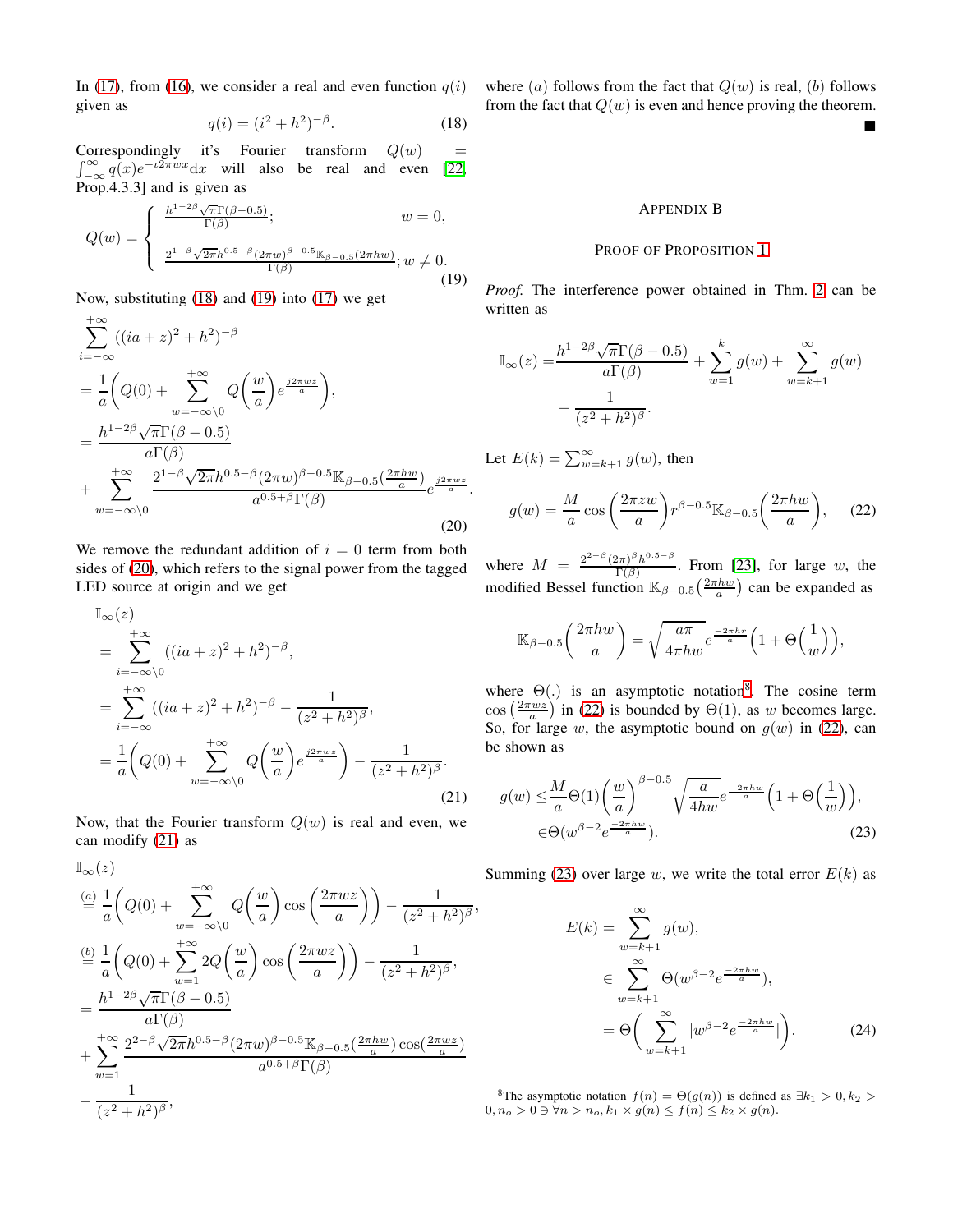In (17), from (16), we consider a real and even function $q(i)$ given as

$$q(i) = (i^2 + h^2)^{-\beta}. \tag{18}$$

Correspondingly it's Fourier transform $Q(w) = \int_{-\infty}^{\infty} q(x) e^{-\iota 2\pi w x} \mathrm{d}x$ will also be real and even [22, Prop.4.3.3] and is given as

$$Q(w) = \begin{cases} \frac{h^{1-2\beta}\sqrt{\pi}\Gamma(\beta-0.5)}{\Gamma(\beta)}; & w = 0, \\ \frac{2^{1-\beta}\sqrt{2\pi}h^{0.5-\beta}(2\pi w)^{\beta-0.5}\mathbb{K}_{\beta-0.5}(2\pi h w)}{\Gamma(\beta)}; & w \neq 0. \end{cases} \tag{19}$$

Now, substituting (18) and (19) into (17) we get

$$\begin{aligned}
&\sum_{i=-\infty}^{+\infty} ((ia+z)^2 + h^2)^{-\beta} \\
&= \frac{1}{a}\Bigg(Q(0) + \sum_{w=-\infty\backslash 0}^{+\infty} Q\Big(\frac{w}{a}\Big) e^{\frac{j2\pi w z}{a}}\Bigg), \\
&= \frac{h^{1-2\beta}\sqrt{\pi}\Gamma(\beta-0.5)}{a\Gamma(\beta)} \\
&+ \sum_{w=-\infty\backslash 0}^{+\infty} \frac{2^{1-\beta}\sqrt{2\pi}h^{0.5-\beta}(2\pi w)^{\beta-0.5}\mathbb{K}_{\beta-0.5}(\frac{2\pi h w}{a})}{a^{0.5+\beta}\Gamma(\beta)} e^{\frac{j2\pi w z}{a}}.
\end{aligned} \tag{20}$$

We remove the redundant addition of $i = 0$ term from both sides of (20), which refers to the signal power from the tagged LED source at origin and we get

$$\begin{aligned}
&\mathbb{I}_{\infty}(z) \\
&= \sum_{i=-\infty\backslash 0}^{+\infty} ((ia+z)^2 + h^2)^{-\beta}, \\
&= \sum_{i=-\infty}^{+\infty} ((ia+z)^2 + h^2)^{-\beta} - \frac{1}{(z^2+h^2)^{\beta}}, \\
&= \frac{1}{a}\Bigg(Q(0) + \sum_{w=-\infty\backslash 0}^{+\infty} Q\Big(\frac{w}{a}\Big) e^{\frac{j2\pi w z}{a}}\Bigg) - \frac{1}{(z^2+h^2)^{\beta}}.
\end{aligned} \tag{21}$$

Now, that the Fourier transform $Q(w)$ is real and even, we can modify (21) as

$$\begin{aligned}
&\mathbb{I}_{\infty}(z) \\
&\overset{(a)}{=} \frac{1}{a}\Bigg(Q(0) + \sum_{w=-\infty\backslash 0}^{+\infty} Q\Big(\frac{w}{a}\Big)\cos\Big(\frac{2\pi w z}{a}\Big)\Bigg) - \frac{1}{(z^2+h^2)^{\beta}}, \\
&\overset{(b)}{=} \frac{1}{a}\Bigg(Q(0) + \sum_{w=1}^{+\infty} 2Q\Big(\frac{w}{a}\Big)\cos\Big(\frac{2\pi w z}{a}\Big)\Bigg) - \frac{1}{(z^2+h^2)^{\beta}}, \\
&= \frac{h^{1-2\beta}\sqrt{\pi}\Gamma(\beta-0.5)}{a\Gamma(\beta)} \\
&+ \sum_{w=1}^{+\infty} \frac{2^{2-\beta}\sqrt{2\pi}h^{0.5-\beta}(2\pi w)^{\beta-0.5}\mathbb{K}_{\beta-0.5}(\frac{2\pi h w}{a})\cos(\frac{2\pi w z}{a})}{a^{0.5+\beta}\Gamma(\beta)} \\
&- \frac{1}{(z^2+h^2)^{\beta}},
\end{aligned}$$

where $(a)$ follows from the fact that $Q(w)$ is real, $(b)$ follows from the fact that $Q(w)$ is even and hence proving the theorem. ■

## Appendix B

## Proof of Proposition 1

*Proof.* The interference power obtained in Thm. 2 can be written as

$$\begin{aligned}
\mathbb{I}_{\infty}(z) =& \frac{h^{1-2\beta}\sqrt{\pi}\Gamma(\beta-0.5)}{a\Gamma(\beta)} + \sum_{w=1}^{k} g(w) + \sum_{w=k+1}^{\infty} g(w) \\
&- \frac{1}{(z^2+h^2)^{\beta}}.
\end{aligned}$$

Let $E(k) = \sum_{w=k+1}^{\infty} g(w)$, then

$$g(w) = \frac{M}{a}\cos\Big(\frac{2\pi z w}{a}\Big) r^{\beta-0.5}\mathbb{K}_{\beta-0.5}\Big(\frac{2\pi h w}{a}\Big), \tag{22}$$

where $M = \frac{2^{2-\beta}(2\pi)^{\beta}h^{0.5-\beta}}{\Gamma(\beta)}$. From [23], for large $w$, the modified Bessel function $\mathbb{K}_{\beta-0.5}(\frac{2\pi h w}{a})$ can be expanded as

$$\mathbb{K}_{\beta-0.5}\Big(\frac{2\pi h w}{a}\Big) = \sqrt{\frac{a\pi}{4\pi h w}} e^{\frac{-2\pi h r}{a}}\Big(1 + \Theta\Big(\frac{1}{w}\Big)\Big),$$

where $\Theta(.)$ is an asymptotic notation[8]. The cosine term $\cos\big(\frac{2\pi w z}{a}\big)$ in (22) is bounded by $\Theta(1)$, as $w$ becomes large. So, for large $w$, the asymptotic bound on $g(w)$ in (22), can be shown as

$$\begin{aligned}
g(w) \leq& \frac{M}{a}\Theta(1)\Big(\frac{w}{a}\Big)^{\beta-0.5}\sqrt{\frac{a}{4hw}} e^{\frac{-2\pi h w}{a}}\Big(1 + \Theta\Big(\frac{1}{w}\Big)\Big), \\
\in& \Theta(w^{\beta-2} e^{\frac{-2\pi h w}{a}}).
\end{aligned} \tag{23}$$

Summing (23) over large $w$, we write the total error $E(k)$ as

$$\begin{aligned}
E(k) &= \sum_{w=k+1}^{\infty} g(w), \\
&\in \sum_{w=k+1}^{\infty} \Theta(w^{\beta-2} e^{\frac{-2\pi h w}{a}}), \\
&= \Theta\Bigg(\sum_{w=k+1}^{\infty} |w^{\beta-2} e^{\frac{-2\pi h w}{a}}|\Bigg).
\end{aligned} \tag{24}$$

[8] The asymptotic notation $f(n) = \Theta(g(n))$ is defined as $\exists k_1 > 0, k_2 > 0, n_o > 0 \ni \forall n > n_o, k_1 \times g(n) \leq f(n) \leq k_2 \times g(n)$.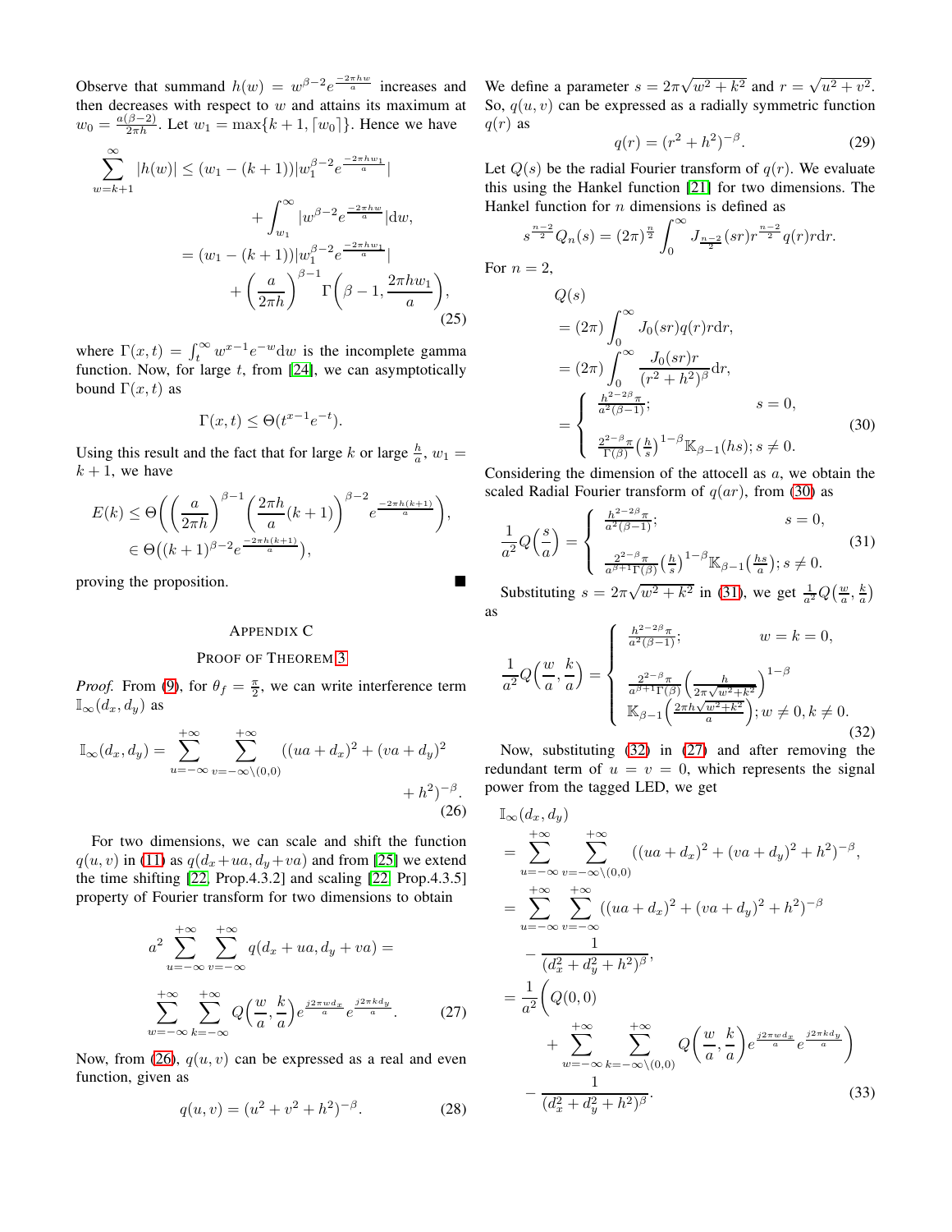Observe that summand $h(w) = w^{\beta-2}e^{\frac{-2\pi hw}{a}}$ increases and then decreases with respect to $w$ and attains its maximum at $w_0 = \frac{a(\beta-2)}{2\pi h}$. Let $w_1 = \max\{k+1, \lceil w_0 \rceil\}$. Hence we have

$$
\begin{aligned}
\sum_{w=k+1}^{\infty} |h(w)| &\leq (w_1 - (k+1))|w_1^{\beta-2}e^{\frac{-2\pi hw_1}{a}}| \\
&\quad + \int_{w_1}^{\infty} |w^{\beta-2}e^{\frac{-2\pi hw}{a}}|\mathrm{d}w, \\
&= (w_1 - (k+1))|w_1^{\beta-2}e^{\frac{-2\pi hw_1}{a}}| \\
&\quad + \left(\frac{a}{2\pi h}\right)^{\beta-1}\Gamma\left(\beta-1, \frac{2\pi hw_1}{a}\right),
\end{aligned} \tag{25}
$$

where $\Gamma(x,t) = \int_t^{\infty} w^{x-1}e^{-w}\mathrm{d}w$ is the incomplete gamma function. Now, for large $t$, from [24], we can asymptotically bound $\Gamma(x,t)$ as

$$
\Gamma(x,t) \leq \Theta(t^{x-1}e^{-t}).
$$

Using this result and the fact that for large $k$ or large $\frac{h}{a}$, $w_1 = k+1$, we have

$$
\begin{aligned}
E(k) &\leq \Theta\left(\left(\frac{a}{2\pi h}\right)^{\beta-1}\left(\frac{2\pi h}{a}(k+1)\right)^{\beta-2}e^{\frac{-2\pi h(k+1)}{a}}\right), \\
&\in \Theta\left((k+1)^{\beta-2}e^{\frac{-2\pi h(k+1)}{a}}\right),
\end{aligned}
$$

proving the proposition. ∎

## Appendix C

### Proof of Theorem 3

*Proof.* From (9), for $\theta_f = \frac{\pi}{2}$, we can write interference term $\mathbb{I}_{\infty}(d_x, d_y)$ as

$$
\mathbb{I}_{\infty}(d_x, d_y) = \sum_{u=-\infty}^{+\infty}\sum_{v=-\infty\setminus(0,0)}^{+\infty} ((ua+d_x)^2 + (va+d_y)^2 + h^2)^{-\beta}. \tag{26}
$$

For two dimensions, we can scale and shift the function $q(u,v)$ in (11) as $q(d_x+ua, d_y+va)$ and from [25] we extend the time shifting [22, Prop.4.3.2] and scaling [22, Prop.4.3.5] property of Fourier transform for two dimensions to obtain

$$
a^2 \sum_{u=-\infty}^{+\infty}\sum_{v=-\infty}^{+\infty} q(d_x+ua, d_y+va) = \sum_{w=-\infty}^{+\infty}\sum_{k=-\infty}^{+\infty} Q\left(\frac{w}{a}, \frac{k}{a}\right)e^{\frac{j2\pi wd_x}{a}}e^{\frac{j2\pi kd_y}{a}}. \tag{27}
$$

Now, from (26), $q(u,v)$ can be expressed as a real and even function, given as

$$
q(u,v) = (u^2+v^2+h^2)^{-\beta}. \tag{28}
$$

We define a parameter $s = 2\pi\sqrt{w^2+k^2}$ and $r = \sqrt{u^2+v^2}$. So, $q(u,v)$ can be expressed as a radially symmetric function $q(r)$ as

$$
q(r) = (r^2+h^2)^{-\beta}. \tag{29}
$$

Let $Q(s)$ be the radial Fourier transform of $q(r)$. We evaluate this using the Hankel function [21] for two dimensions. The Hankel function for $n$ dimensions is defined as

$$
s^{\frac{n-2}{2}}Q_n(s) = (2\pi)^{\frac{n}{2}}\int_0^{\infty} J_{\frac{n-2}{2}}(sr)r^{\frac{n-2}{2}}q(r)r\mathrm{d}r.
$$

For $n=2$,

$$
\begin{aligned}
&Q(s) \\
&= (2\pi)\int_0^{\infty} J_0(sr)q(r)r\mathrm{d}r, \\
&= (2\pi)\int_0^{\infty} \frac{J_0(sr)r}{(r^2+h^2)^{\beta}}\mathrm{d}r, \\
&= \begin{cases} \frac{h^{2-2\beta}\pi}{a^2(\beta-1)}; & s=0, \\ \frac{2^{2-\beta}\pi}{\Gamma(\beta)}\left(\frac{h}{s}\right)^{1-\beta}\mathbb{K}_{\beta-1}(hs); & s\neq 0. \end{cases}
\end{aligned} \tag{30}
$$

Considering the dimension of the attocell as $a$, we obtain the scaled Radial Fourier transform of $q(ar)$, from (30) as

$$
\frac{1}{a^2}Q\left(\frac{s}{a}\right) = \begin{cases} \frac{h^{2-2\beta}\pi}{a^2(\beta-1)}; & s=0, \\ \frac{2^{2-\beta}\pi}{a^{\beta+1}\Gamma(\beta)}\left(\frac{h}{s}\right)^{1-\beta}\mathbb{K}_{\beta-1}\left(\frac{hs}{a}\right); & s\neq 0. \end{cases} \tag{31}
$$

Substituting $s = 2\pi\sqrt{w^2+k^2}$ in (31), we get $\frac{1}{a^2}Q\left(\frac{w}{a}, \frac{k}{a}\right)$ as

$$
\frac{1}{a^2}Q\left(\frac{w}{a}, \frac{k}{a}\right) = \begin{cases} \frac{h^{2-2\beta}\pi}{a^2(\beta-1)}; & w=k=0, \\ \frac{2^{2-\beta}\pi}{a^{\beta+1}\Gamma(\beta)}\left(\frac{h}{2\pi\sqrt{w^2+k^2}}\right)^{1-\beta} \\ \quad \mathbb{K}_{\beta-1}\left(\frac{2\pi h\sqrt{w^2+k^2}}{a}\right); & w\neq 0, k\neq 0. \end{cases} \tag{32}
$$

Now, substituting (32) in (27) and after removing the redundant term of $u=v=0$, which represents the signal power from the tagged LED, we get

$$
\begin{aligned}
&\mathbb{I}_{\infty}(d_x, d_y) \\
&= \sum_{u=-\infty}^{+\infty}\sum_{v=-\infty\setminus(0,0)}^{+\infty} ((ua+d_x)^2 + (va+d_y)^2 + h^2)^{-\beta}, \\
&= \sum_{u=-\infty}^{+\infty}\sum_{v=-\infty}^{+\infty} ((ua+d_x)^2 + (va+d_y)^2 + h^2)^{-\beta} \\
&\quad - \frac{1}{(d_x^2+d_y^2+h^2)^{\beta}}, \\
&= \frac{1}{a^2}\Bigg(Q(0,0) \\
&\quad + \sum_{w=-\infty}^{+\infty}\sum_{k=-\infty\setminus(0,0)}^{+\infty} Q\left(\frac{w}{a}, \frac{k}{a}\right)e^{\frac{j2\pi wd_x}{a}}e^{\frac{j2\pi kd_y}{a}}\Bigg) \\
&\quad - \frac{1}{(d_x^2+d_y^2+h^2)^{\beta}}.
\end{aligned} \tag{33}
$$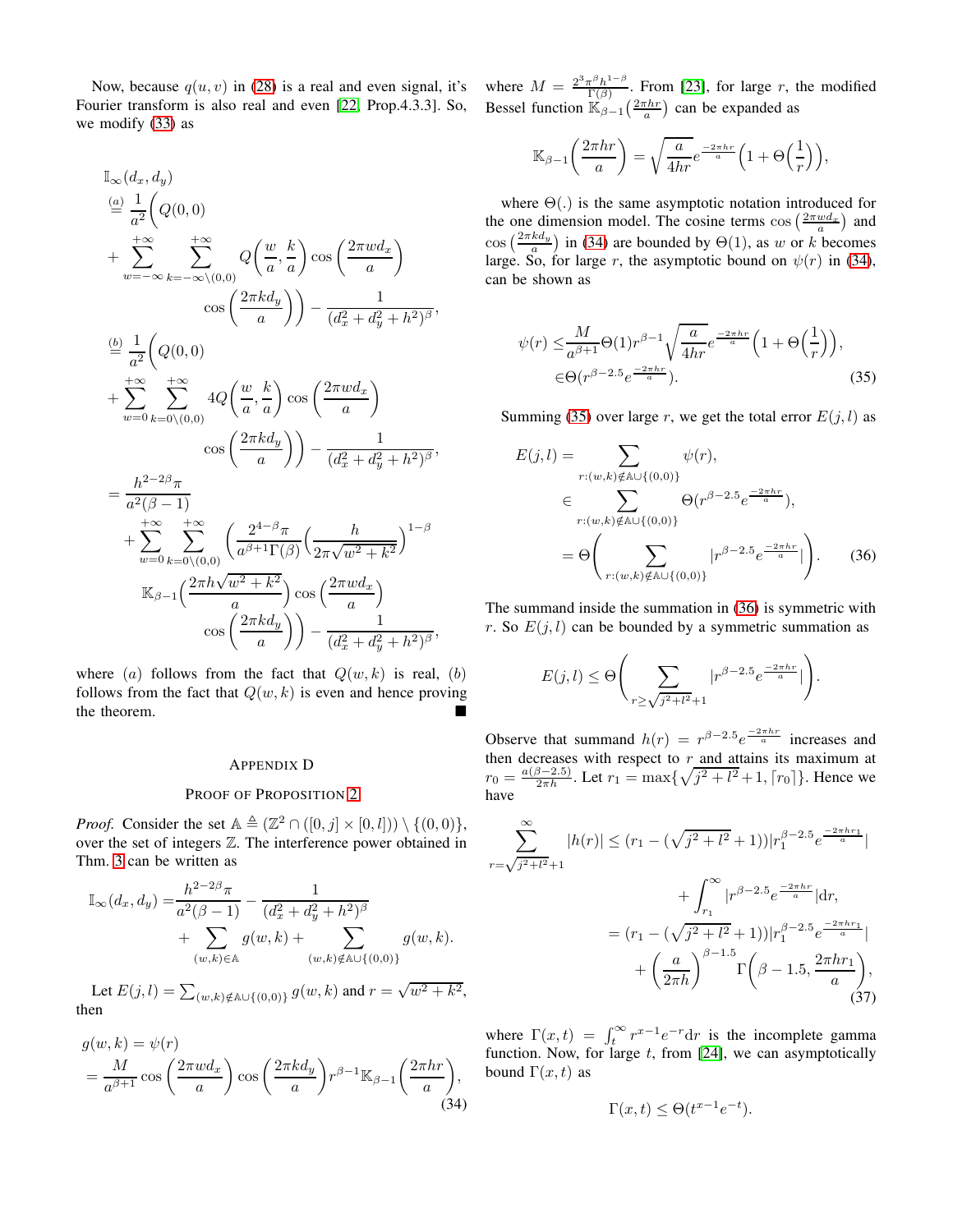Now, because $q(u,v)$ in (28) is a real and even signal, it's Fourier transform is also real and even [22, Prop.4.3.3]. So, we modify (33) as

$$
\begin{aligned}
&\mathbb{I}_\infty(d_x,d_y)\\
&\overset{(a)}{=} \frac{1}{a^2}\Bigg(Q(0,0)\\
&+\sum_{w=-\infty}^{+\infty}\sum_{k=-\infty\setminus(0,0)}^{+\infty} Q\left(\frac{w}{a},\frac{k}{a}\right)\cos\left(\frac{2\pi w d_x}{a}\right)\\
&\qquad\cos\left(\frac{2\pi k d_y}{a}\right)\Bigg) - \frac{1}{(d_x^2+d_y^2+h^2)^\beta},\\
&\overset{(b)}{=} \frac{1}{a^2}\Bigg(Q(0,0)\\
&+\sum_{w=0}^{+\infty}\sum_{k=0\setminus(0,0)}^{+\infty} 4Q\left(\frac{w}{a},\frac{k}{a}\right)\cos\left(\frac{2\pi w d_x}{a}\right)\\
&\qquad\cos\left(\frac{2\pi k d_y}{a}\right)\Bigg) - \frac{1}{(d_x^2+d_y^2+h^2)^\beta},\\
&= \frac{h^{2-2\beta}\pi}{a^2(\beta-1)}\\
&+\sum_{w=0}^{+\infty}\sum_{k=0\setminus(0,0)}^{+\infty}\left(\frac{2^{4-\beta}\pi}{a^{\beta+1}\Gamma(\beta)}\left(\frac{h}{2\pi\sqrt{w^2+k^2}}\right)^{1-\beta}\right.\\
&\quad\mathbb{K}_{\beta-1}\left(\frac{2\pi h\sqrt{w^2+k^2}}{a}\right)\cos\left(\frac{2\pi w d_x}{a}\right)\\
&\qquad\left.\cos\left(\frac{2\pi k d_y}{a}\right)\right) - \frac{1}{(d_x^2+d_y^2+h^2)^\beta},
\end{aligned}
$$

where $(a)$ follows from the fact that $Q(w,k)$ is real, $(b)$ follows from the fact that $Q(w,k)$ is even and hence proving the theorem. ∎

## Appendix D

### Proof of Proposition 2

*Proof.* Consider the set $\mathbb{A} \triangleq (\mathbb{Z}^2 \cap ([0,j]\times[0,l]))\setminus\{(0,0)\}$, over the set of integers $\mathbb{Z}$. The interference power obtained in Thm. 3 can be written as

$$
\begin{aligned}
\mathbb{I}_\infty(d_x,d_y) =& \frac{h^{2-2\beta}\pi}{a^2(\beta-1)} - \frac{1}{(d_x^2+d_y^2+h^2)^\beta}\\
&+\sum_{(w,k)\in\mathbb{A}} g(w,k) + \sum_{(w,k)\notin\mathbb{A}\cup\{(0,0)\}} g(w,k).
\end{aligned}
$$

Let $E(j,l) = \sum_{(w,k)\notin\mathbb{A}\cup\{(0,0)\}} g(w,k)$ and $r=\sqrt{w^2+k^2}$, then

$$
\begin{aligned}
g(w,k) &= \psi(r)\\
&= \frac{M}{a^{\beta+1}}\cos\left(\frac{2\pi w d_x}{a}\right)\cos\left(\frac{2\pi k d_y}{a}\right) r^{\beta-1}\mathbb{K}_{\beta-1}\left(\frac{2\pi h r}{a}\right),
\end{aligned}
\tag{34}
$$

where $M = \frac{2^3\pi^\beta h^{1-\beta}}{\Gamma(\beta)}$. From [23], for large $r$, the modified Bessel function $\mathbb{K}_{\beta-1}\left(\frac{2\pi h r}{a}\right)$ can be expanded as

$$
\mathbb{K}_{\beta-1}\left(\frac{2\pi h r}{a}\right) = \sqrt{\frac{a}{4hr}}e^{\frac{-2\pi h r}{a}}\left(1+\Theta\left(\frac{1}{r}\right)\right),
$$

where $\Theta(.)$ is the same asymptotic notation introduced for the one dimension model. The cosine terms $\cos\left(\frac{2\pi w d_x}{a}\right)$ and $\cos\left(\frac{2\pi k d_y}{a}\right)$ in (34) are bounded by $\Theta(1)$, as $w$ or $k$ becomes large. So, for large $r$, the asymptotic bound on $\psi(r)$ in (34), can be shown as

$$
\begin{aligned}
\psi(r) &\le \frac{M}{a^{\beta+1}}\Theta(1) r^{\beta-1}\sqrt{\frac{a}{4hr}}e^{\frac{-2\pi h r}{a}}\left(1+\Theta\left(\frac{1}{r}\right)\right),\\
&\in \Theta(r^{\beta-2.5}e^{\frac{-2\pi h r}{a}}).
\end{aligned}
\tag{35}
$$

Summing (35) over large $r$, we get the total error $E(j,l)$ as

$$
\begin{aligned}
E(j,l) &= \sum_{r:(w,k)\notin\mathbb{A}\cup\{(0,0)\}} \psi(r),\\
&\in \sum_{r:(w,k)\notin\mathbb{A}\cup\{(0,0)\}} \Theta(r^{\beta-2.5}e^{\frac{-2\pi h r}{a}}),\\
&= \Theta\Bigg(\sum_{r:(w,k)\notin\mathbb{A}\cup\{(0,0)\}} |r^{\beta-2.5}e^{\frac{-2\pi h r}{a}}|\Bigg).
\end{aligned}
\tag{36}
$$

The summand inside the summation in (36) is symmetric with $r$. So $E(j,l)$ can be bounded by a symmetric summation as

$$
E(j,l) \le \Theta\Bigg(\sum_{r\ge\sqrt{j^2+l^2}+1} |r^{\beta-2.5}e^{\frac{-2\pi h r}{a}}|\Bigg).
$$

Observe that summand $h(r) = r^{\beta-2.5}e^{\frac{-2\pi h r}{a}}$ increases and then decreases with respect to $r$ and attains its maximum at $r_0 = \frac{a(\beta-2.5)}{2\pi h}$. Let $r_1 = \max\{\sqrt{j^2+l^2}+1, \lceil r_0\rceil\}$. Hence we have

$$
\begin{aligned}
\sum_{r=\sqrt{j^2+l^2}+1}^{\infty} |h(r)| &\le (r_1-(\sqrt{j^2+l^2}+1))|r_1^{\beta-2.5}e^{\frac{-2\pi h r_1}{a}}|\\
&\quad+\int_{r_1}^{\infty}|r^{\beta-2.5}e^{\frac{-2\pi h r}{a}}|\mathrm{d}r,\\
&= (r_1-(\sqrt{j^2+l^2}+1))|r_1^{\beta-2.5}e^{\frac{-2\pi h r_1}{a}}|\\
&\quad+\left(\frac{a}{2\pi h}\right)^{\beta-1.5}\Gamma\left(\beta-1.5,\frac{2\pi h r_1}{a}\right),
\end{aligned}
\tag{37}
$$

where $\Gamma(x,t) = \int_t^\infty r^{x-1}e^{-r}\mathrm{d}r$ is the incomplete gamma function. Now, for large $t$, from [24], we can asymptotically bound $\Gamma(x,t)$ as

$$
\Gamma(x,t) \le \Theta(t^{x-1}e^{-t}).
$$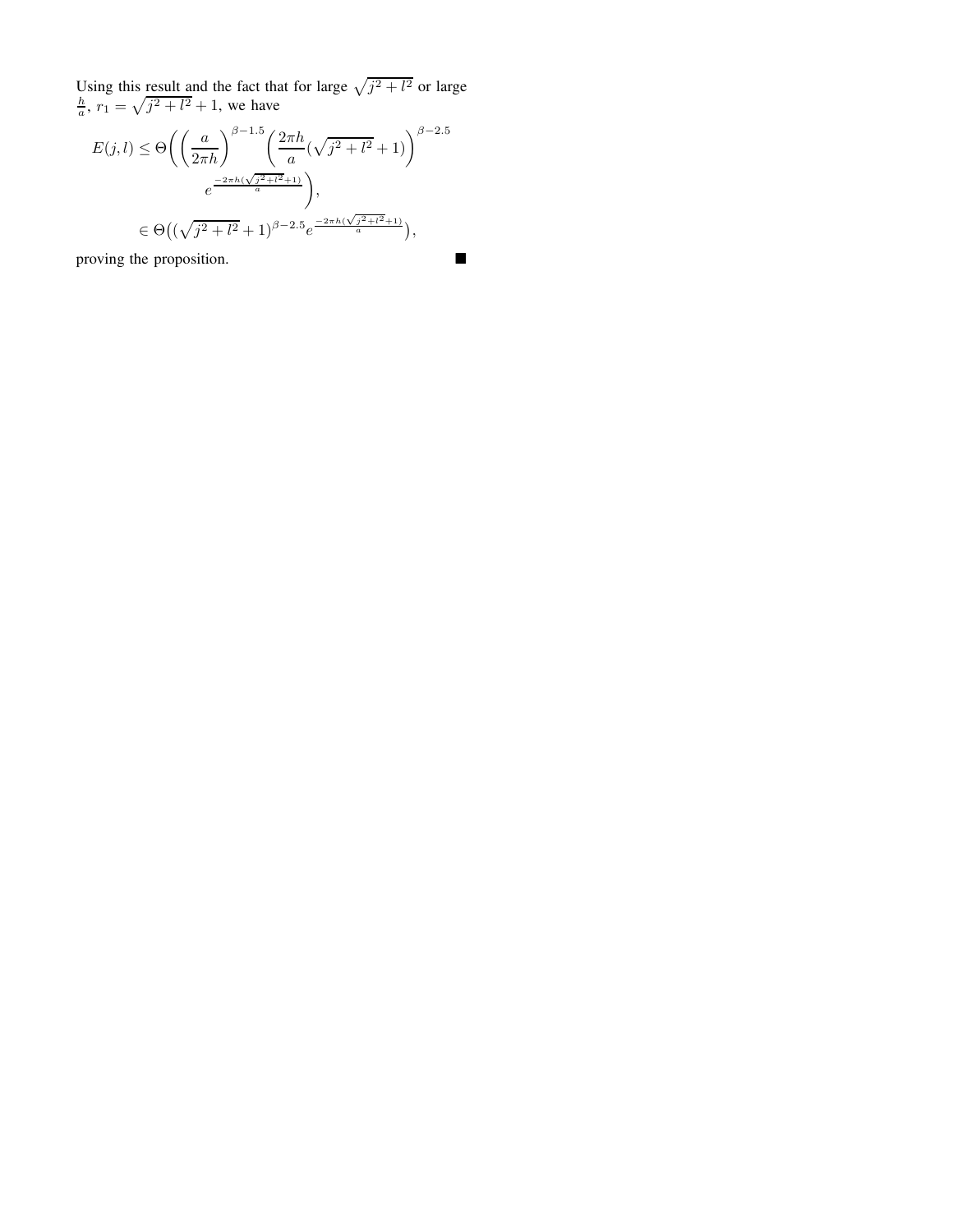Using this result and the fact that for large $\sqrt{j^2+l^2}$ or large $\frac{h}{a}$, $r_1 = \sqrt{j^2+l^2}+1$, we have

$$
\begin{aligned}
E(j,l) &\leq \Theta\bigg( \left(\frac{a}{2\pi h}\right)^{\beta-1.5} \left(\frac{2\pi h}{a}(\sqrt{j^2+l^2}+1)\right)^{\beta-2.5} \\
&\qquad e^{\frac{-2\pi h(\sqrt{j^2+l^2}+1)}{a}} \bigg), \\
&\in \Theta\big((\sqrt{j^2+l^2}+1)^{\beta-2.5} e^{\frac{-2\pi h(\sqrt{j^2+l^2}+1)}{a}}\big),
\end{aligned}
$$

proving the proposition. ∎